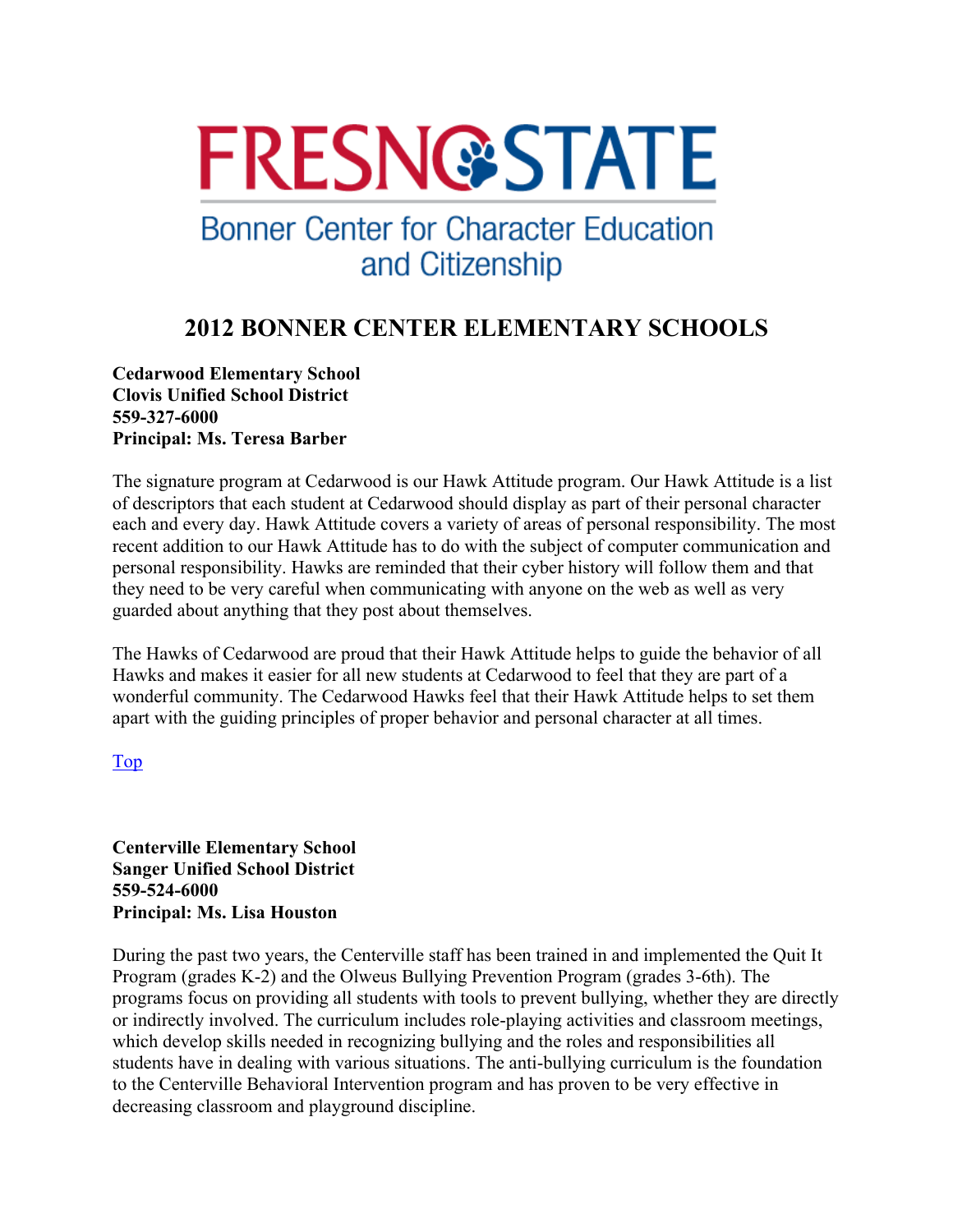FRESNO STATE

Bonner Center for Character Education and Citizenship

# 2012 BONNER CENTER ELEMENTARY SCHOOLS

**Cedarwood Elementary School**
**Clovis Unified School District**
**559-327-6000**
**Principal: Ms. Teresa Barber**

The signature program at Cedarwood is our Hawk Attitude program. Our Hawk Attitude is a list of descriptors that each student at Cedarwood should display as part of their personal character each and every day. Hawk Attitude covers a variety of areas of personal responsibility. The most recent addition to our Hawk Attitude has to do with the subject of computer communication and personal responsibility. Hawks are reminded that their cyber history will follow them and that they need to be very careful when communicating with anyone on the web as well as very guarded about anything that they post about themselves.

The Hawks of Cedarwood are proud that their Hawk Attitude helps to guide the behavior of all Hawks and makes it easier for all new students at Cedarwood to feel that they are part of a wonderful community. The Cedarwood Hawks feel that their Hawk Attitude helps to set them apart with the guiding principles of proper behavior and personal character at all times.

Top

**Centerville Elementary School**
**Sanger Unified School District**
**559-524-6000**
**Principal: Ms. Lisa Houston**

During the past two years, the Centerville staff has been trained in and implemented the Quit It Program (grades K-2) and the Olweus Bullying Prevention Program (grades 3-6th). The programs focus on providing all students with tools to prevent bullying, whether they are directly or indirectly involved. The curriculum includes role-playing activities and classroom meetings, which develop skills needed in recognizing bullying and the roles and responsibilities all students have in dealing with various situations. The anti-bullying curriculum is the foundation to the Centerville Behavioral Intervention program and has proven to be very effective in decreasing classroom and playground discipline.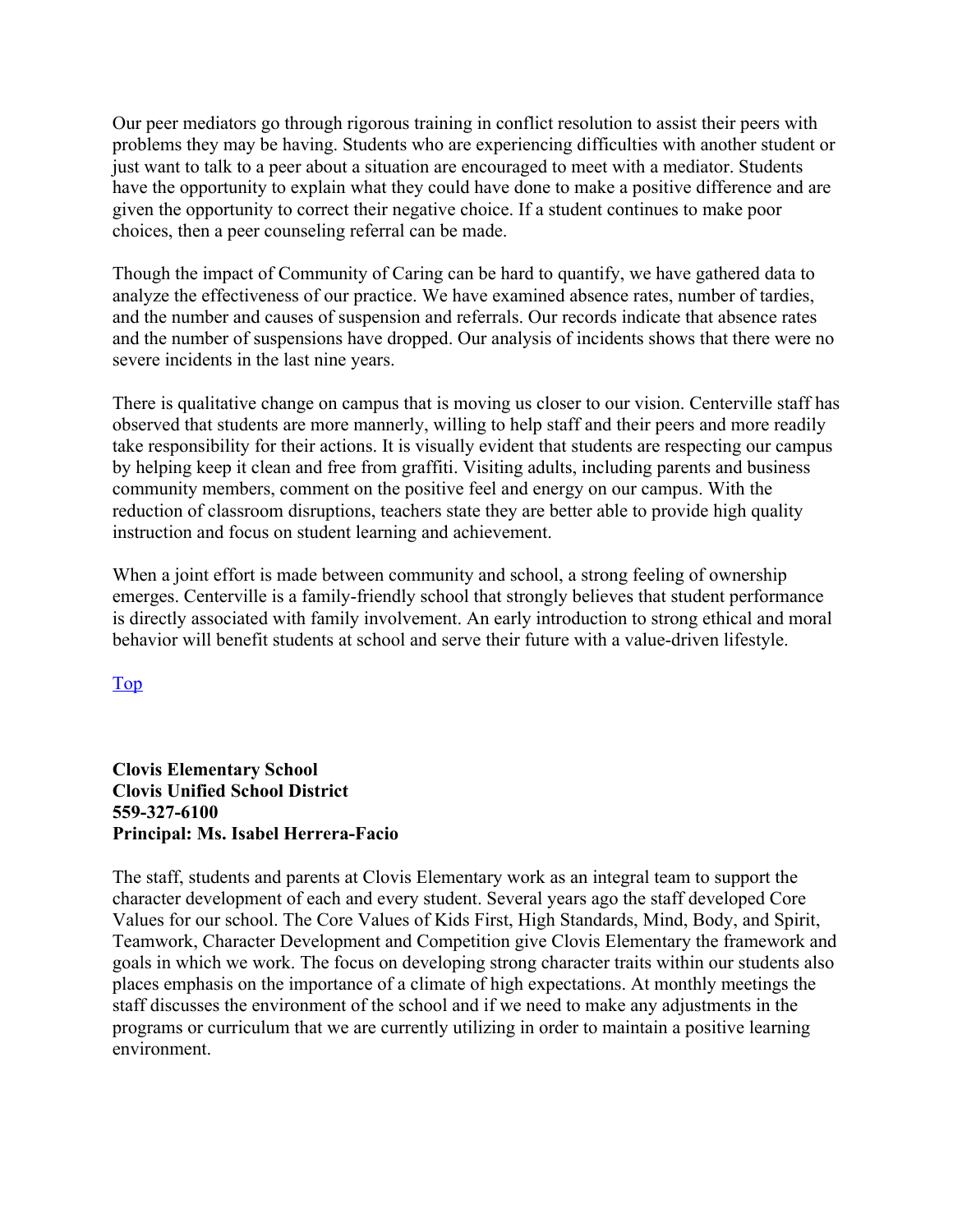Our peer mediators go through rigorous training in conflict resolution to assist their peers with problems they may be having. Students who are experiencing difficulties with another student or just want to talk to a peer about a situation are encouraged to meet with a mediator. Students have the opportunity to explain what they could have done to make a positive difference and are given the opportunity to correct their negative choice. If a student continues to make poor choices, then a peer counseling referral can be made.

Though the impact of Community of Caring can be hard to quantify, we have gathered data to analyze the effectiveness of our practice. We have examined absence rates, number of tardies, and the number and causes of suspension and referrals. Our records indicate that absence rates and the number of suspensions have dropped. Our analysis of incidents shows that there were no severe incidents in the last nine years.

There is qualitative change on campus that is moving us closer to our vision. Centerville staff has observed that students are more mannerly, willing to help staff and their peers and more readily take responsibility for their actions. It is visually evident that students are respecting our campus by helping keep it clean and free from graffiti. Visiting adults, including parents and business community members, comment on the positive feel and energy on our campus. With the reduction of classroom disruptions, teachers state they are better able to provide high quality instruction and focus on student learning and achievement.

When a joint effort is made between community and school, a strong feeling of ownership emerges. Centerville is a family-friendly school that strongly believes that student performance is directly associated with family involvement. An early introduction to strong ethical and moral behavior will benefit students at school and serve their future with a value-driven lifestyle.

[Top]

**Clovis Elementary School**
**Clovis Unified School District**
**559-327-6100**
**Principal: Ms. Isabel Herrera-Facio**

The staff, students and parents at Clovis Elementary work as an integral team to support the character development of each and every student. Several years ago the staff developed Core Values for our school. The Core Values of Kids First, High Standards, Mind, Body, and Spirit, Teamwork, Character Development and Competition give Clovis Elementary the framework and goals in which we work. The focus on developing strong character traits within our students also places emphasis on the importance of a climate of high expectations. At monthly meetings the staff discusses the environment of the school and if we need to make any adjustments in the programs or curriculum that we are currently utilizing in order to maintain a positive learning environment.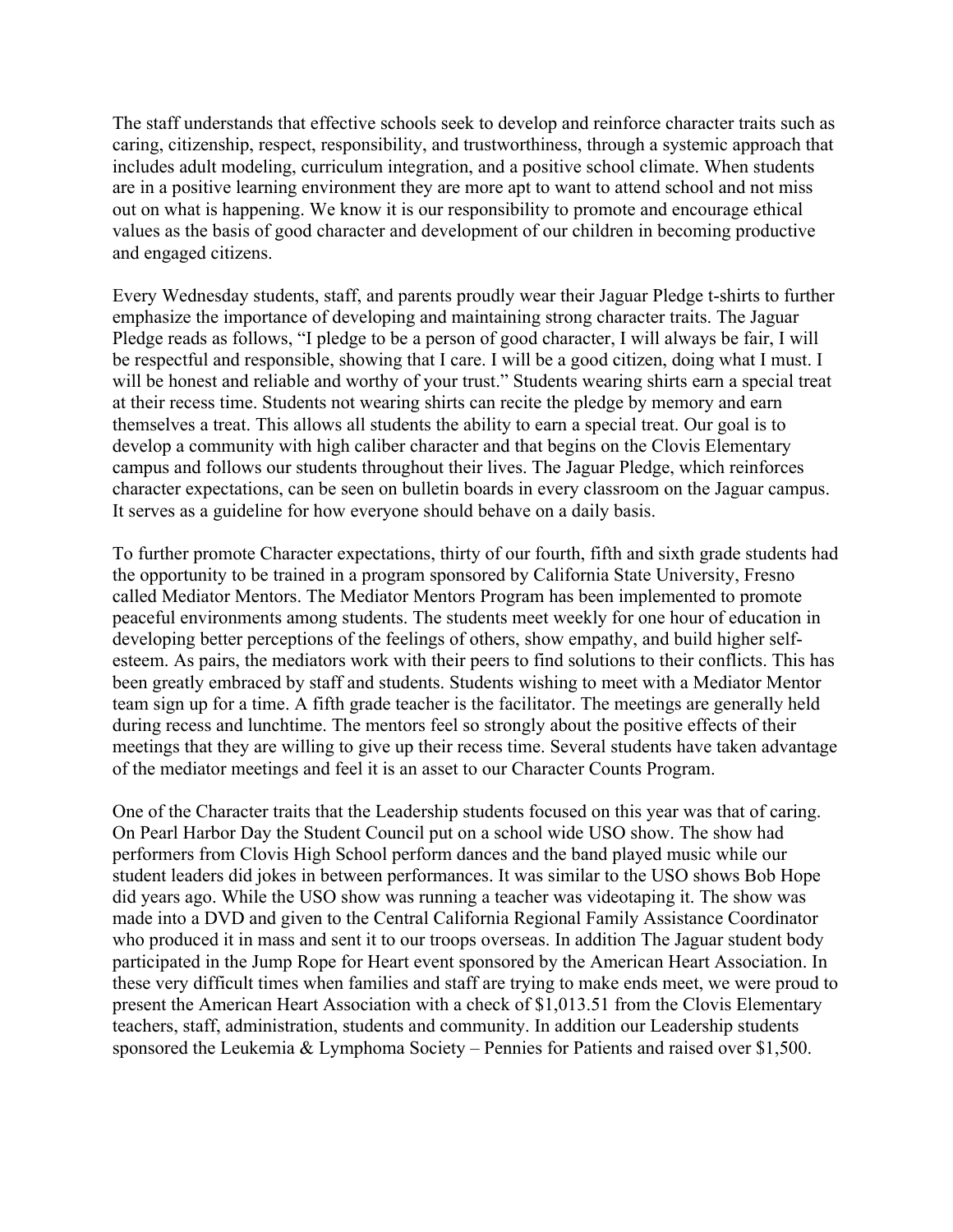The staff understands that effective schools seek to develop and reinforce character traits such as caring, citizenship, respect, responsibility, and trustworthiness, through a systemic approach that includes adult modeling, curriculum integration, and a positive school climate. When students are in a positive learning environment they are more apt to want to attend school and not miss out on what is happening. We know it is our responsibility to promote and encourage ethical values as the basis of good character and development of our children in becoming productive and engaged citizens.

Every Wednesday students, staff, and parents proudly wear their Jaguar Pledge t-shirts to further emphasize the importance of developing and maintaining strong character traits. The Jaguar Pledge reads as follows, "I pledge to be a person of good character, I will always be fair, I will be respectful and responsible, showing that I care. I will be a good citizen, doing what I must. I will be honest and reliable and worthy of your trust." Students wearing shirts earn a special treat at their recess time. Students not wearing shirts can recite the pledge by memory and earn themselves a treat. This allows all students the ability to earn a special treat. Our goal is to develop a community with high caliber character and that begins on the Clovis Elementary campus and follows our students throughout their lives. The Jaguar Pledge, which reinforces character expectations, can be seen on bulletin boards in every classroom on the Jaguar campus. It serves as a guideline for how everyone should behave on a daily basis.

To further promote Character expectations, thirty of our fourth, fifth and sixth grade students had the opportunity to be trained in a program sponsored by California State University, Fresno called Mediator Mentors. The Mediator Mentors Program has been implemented to promote peaceful environments among students. The students meet weekly for one hour of education in developing better perceptions of the feelings of others, show empathy, and build higher self-esteem. As pairs, the mediators work with their peers to find solutions to their conflicts. This has been greatly embraced by staff and students. Students wishing to meet with a Mediator Mentor team sign up for a time. A fifth grade teacher is the facilitator. The meetings are generally held during recess and lunchtime. The mentors feel so strongly about the positive effects of their meetings that they are willing to give up their recess time. Several students have taken advantage of the mediator meetings and feel it is an asset to our Character Counts Program.

One of the Character traits that the Leadership students focused on this year was that of caring. On Pearl Harbor Day the Student Council put on a school wide USO show. The show had performers from Clovis High School perform dances and the band played music while our student leaders did jokes in between performances. It was similar to the USO shows Bob Hope did years ago. While the USO show was running a teacher was videotaping it. The show was made into a DVD and given to the Central California Regional Family Assistance Coordinator who produced it in mass and sent it to our troops overseas. In addition The Jaguar student body participated in the Jump Rope for Heart event sponsored by the American Heart Association. In these very difficult times when families and staff are trying to make ends meet, we were proud to present the American Heart Association with a check of $1,013.51 from the Clovis Elementary teachers, staff, administration, students and community. In addition our Leadership students sponsored the Leukemia & Lymphoma Society – Pennies for Patients and raised over $1,500.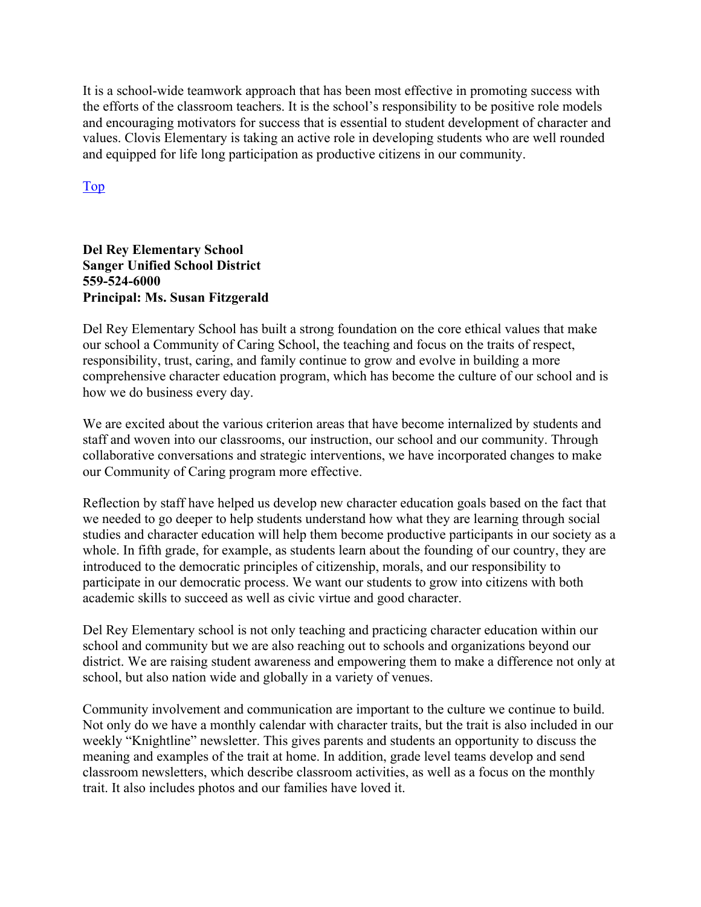It is a school-wide teamwork approach that has been most effective in promoting success with the efforts of the classroom teachers. It is the school's responsibility to be positive role models and encouraging motivators for success that is essential to student development of character and values. Clovis Elementary is taking an active role in developing students who are well rounded and equipped for life long participation as productive citizens in our community.

Top

**Del Rey Elementary School**
**Sanger Unified School District**
**559-524-6000**
**Principal: Ms. Susan Fitzgerald**

Del Rey Elementary School has built a strong foundation on the core ethical values that make our school a Community of Caring School, the teaching and focus on the traits of respect, responsibility, trust, caring, and family continue to grow and evolve in building a more comprehensive character education program, which has become the culture of our school and is how we do business every day.

We are excited about the various criterion areas that have become internalized by students and staff and woven into our classrooms, our instruction, our school and our community. Through collaborative conversations and strategic interventions, we have incorporated changes to make our Community of Caring program more effective.

Reflection by staff have helped us develop new character education goals based on the fact that we needed to go deeper to help students understand how what they are learning through social studies and character education will help them become productive participants in our society as a whole. In fifth grade, for example, as students learn about the founding of our country, they are introduced to the democratic principles of citizenship, morals, and our responsibility to participate in our democratic process. We want our students to grow into citizens with both academic skills to succeed as well as civic virtue and good character.

Del Rey Elementary school is not only teaching and practicing character education within our school and community but we are also reaching out to schools and organizations beyond our district. We are raising student awareness and empowering them to make a difference not only at school, but also nation wide and globally in a variety of venues.

Community involvement and communication are important to the culture we continue to build. Not only do we have a monthly calendar with character traits, but the trait is also included in our weekly "Knightline" newsletter. This gives parents and students an opportunity to discuss the meaning and examples of the trait at home. In addition, grade level teams develop and send classroom newsletters, which describe classroom activities, as well as a focus on the monthly trait. It also includes photos and our families have loved it.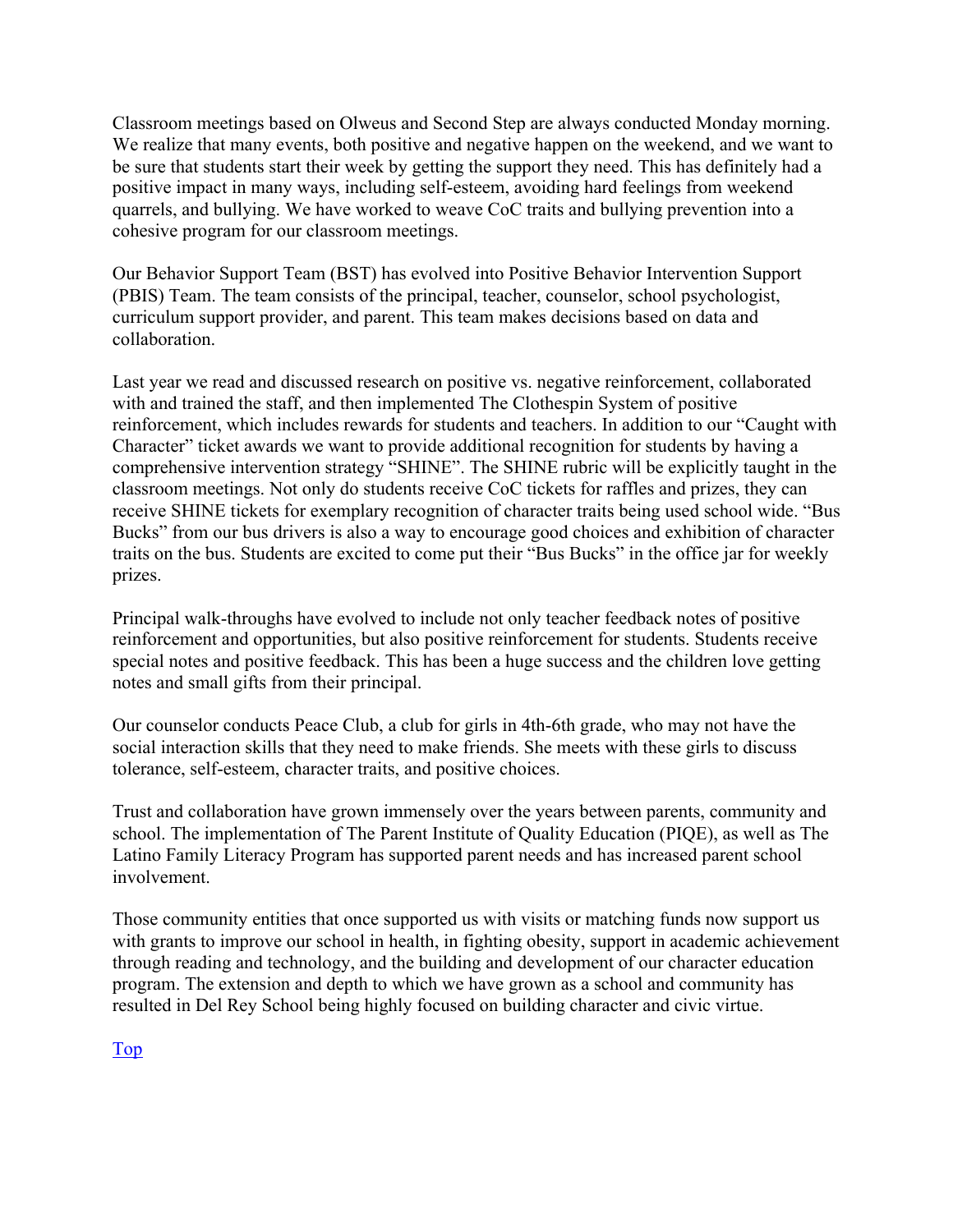Classroom meetings based on Olweus and Second Step are always conducted Monday morning. We realize that many events, both positive and negative happen on the weekend, and we want to be sure that students start their week by getting the support they need. This has definitely had a positive impact in many ways, including self-esteem, avoiding hard feelings from weekend quarrels, and bullying. We have worked to weave CoC traits and bullying prevention into a cohesive program for our classroom meetings.

Our Behavior Support Team (BST) has evolved into Positive Behavior Intervention Support (PBIS) Team. The team consists of the principal, teacher, counselor, school psychologist, curriculum support provider, and parent. This team makes decisions based on data and collaboration.

Last year we read and discussed research on positive vs. negative reinforcement, collaborated with and trained the staff, and then implemented The Clothespin System of positive reinforcement, which includes rewards for students and teachers. In addition to our "Caught with Character" ticket awards we want to provide additional recognition for students by having a comprehensive intervention strategy "SHINE". The SHINE rubric will be explicitly taught in the classroom meetings. Not only do students receive CoC tickets for raffles and prizes, they can receive SHINE tickets for exemplary recognition of character traits being used school wide. "Bus Bucks" from our bus drivers is also a way to encourage good choices and exhibition of character traits on the bus. Students are excited to come put their "Bus Bucks" in the office jar for weekly prizes.

Principal walk-throughs have evolved to include not only teacher feedback notes of positive reinforcement and opportunities, but also positive reinforcement for students. Students receive special notes and positive feedback. This has been a huge success and the children love getting notes and small gifts from their principal.

Our counselor conducts Peace Club, a club for girls in 4th-6th grade, who may not have the social interaction skills that they need to make friends. She meets with these girls to discuss tolerance, self-esteem, character traits, and positive choices.

Trust and collaboration have grown immensely over the years between parents, community and school. The implementation of The Parent Institute of Quality Education (PIQE), as well as The Latino Family Literacy Program has supported parent needs and has increased parent school involvement.

Those community entities that once supported us with visits or matching funds now support us with grants to improve our school in health, in fighting obesity, support in academic achievement through reading and technology, and the building and development of our character education program. The extension and depth to which we have grown as a school and community has resulted in Del Rey School being highly focused on building character and civic virtue.

Top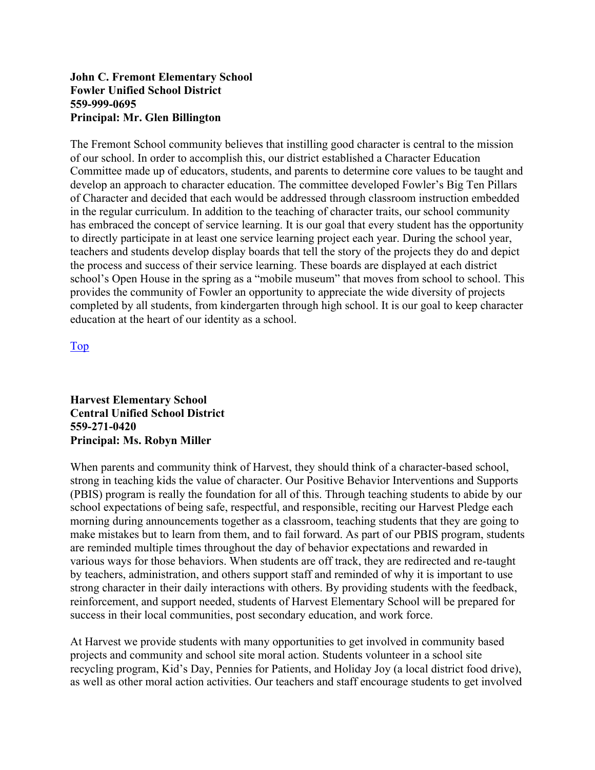**John C. Fremont Elementary School**
**Fowler Unified School District**
**559-999-0695**
**Principal: Mr. Glen Billington**

The Fremont School community believes that instilling good character is central to the mission of our school. In order to accomplish this, our district established a Character Education Committee made up of educators, students, and parents to determine core values to be taught and develop an approach to character education. The committee developed Fowler's Big Ten Pillars of Character and decided that each would be addressed through classroom instruction embedded in the regular curriculum. In addition to the teaching of character traits, our school community has embraced the concept of service learning. It is our goal that every student has the opportunity to directly participate in at least one service learning project each year. During the school year, teachers and students develop display boards that tell the story of the projects they do and depict the process and success of their service learning. These boards are displayed at each district school's Open House in the spring as a "mobile museum" that moves from school to school. This provides the community of Fowler an opportunity to appreciate the wide diversity of projects completed by all students, from kindergarten through high school. It is our goal to keep character education at the heart of our identity as a school.

Top

**Harvest Elementary School**
**Central Unified School District**
**559-271-0420**
**Principal: Ms. Robyn Miller**

When parents and community think of Harvest, they should think of a character-based school, strong in teaching kids the value of character. Our Positive Behavior Interventions and Supports (PBIS) program is really the foundation for all of this. Through teaching students to abide by our school expectations of being safe, respectful, and responsible, reciting our Harvest Pledge each morning during announcements together as a classroom, teaching students that they are going to make mistakes but to learn from them, and to fail forward. As part of our PBIS program, students are reminded multiple times throughout the day of behavior expectations and rewarded in various ways for those behaviors. When students are off track, they are redirected and re-taught by teachers, administration, and others support staff and reminded of why it is important to use strong character in their daily interactions with others. By providing students with the feedback, reinforcement, and support needed, students of Harvest Elementary School will be prepared for success in their local communities, post secondary education, and work force.

At Harvest we provide students with many opportunities to get involved in community based projects and community and school site moral action. Students volunteer in a school site recycling program, Kid's Day, Pennies for Patients, and Holiday Joy (a local district food drive), as well as other moral action activities. Our teachers and staff encourage students to get involved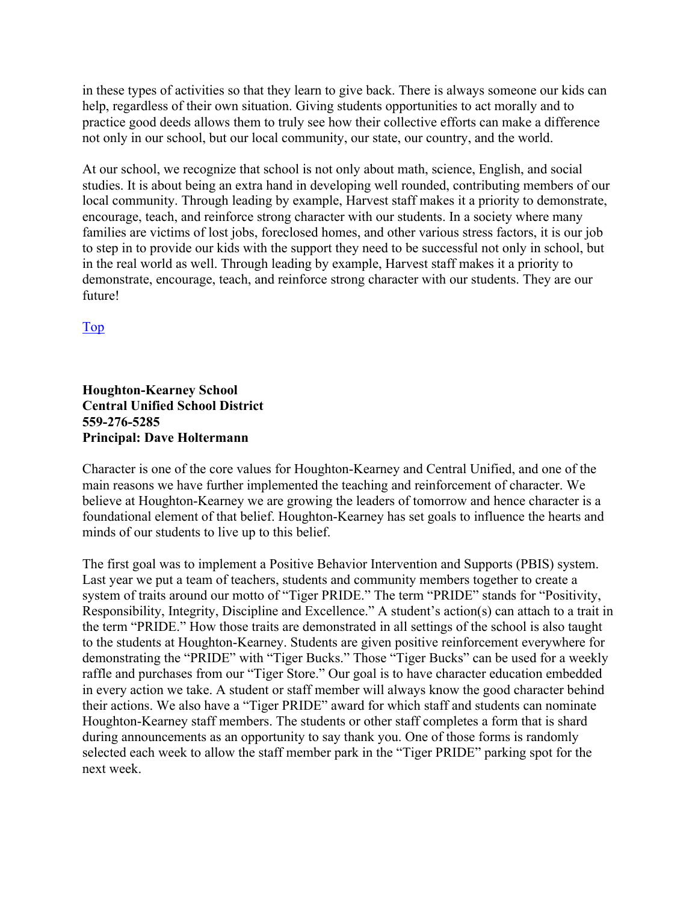in these types of activities so that they learn to give back. There is always someone our kids can help, regardless of their own situation. Giving students opportunities to act morally and to practice good deeds allows them to truly see how their collective efforts can make a difference not only in our school, but our local community, our state, our country, and the world.

At our school, we recognize that school is not only about math, science, English, and social studies. It is about being an extra hand in developing well rounded, contributing members of our local community. Through leading by example, Harvest staff makes it a priority to demonstrate, encourage, teach, and reinforce strong character with our students. In a society where many families are victims of lost jobs, foreclosed homes, and other various stress factors, it is our job to step in to provide our kids with the support they need to be successful not only in school, but in the real world as well. Through leading by example, Harvest staff makes it a priority to demonstrate, encourage, teach, and reinforce strong character with our students. They are our future!

Top

**Houghton-Kearney School**
**Central Unified School District**
**559-276-5285**
**Principal: Dave Holtermann**

Character is one of the core values for Houghton-Kearney and Central Unified, and one of the main reasons we have further implemented the teaching and reinforcement of character. We believe at Houghton-Kearney we are growing the leaders of tomorrow and hence character is a foundational element of that belief. Houghton-Kearney has set goals to influence the hearts and minds of our students to live up to this belief.

The first goal was to implement a Positive Behavior Intervention and Supports (PBIS) system. Last year we put a team of teachers, students and community members together to create a system of traits around our motto of "Tiger PRIDE." The term "PRIDE" stands for "Positivity, Responsibility, Integrity, Discipline and Excellence." A student's action(s) can attach to a trait in the term "PRIDE." How those traits are demonstrated in all settings of the school is also taught to the students at Houghton-Kearney. Students are given positive reinforcement everywhere for demonstrating the "PRIDE" with "Tiger Bucks." Those "Tiger Bucks" can be used for a weekly raffle and purchases from our "Tiger Store." Our goal is to have character education embedded in every action we take. A student or staff member will always know the good character behind their actions. We also have a "Tiger PRIDE" award for which staff and students can nominate Houghton-Kearney staff members. The students or other staff completes a form that is shard during announcements as an opportunity to say thank you. One of those forms is randomly selected each week to allow the staff member park in the "Tiger PRIDE" parking spot for the next week.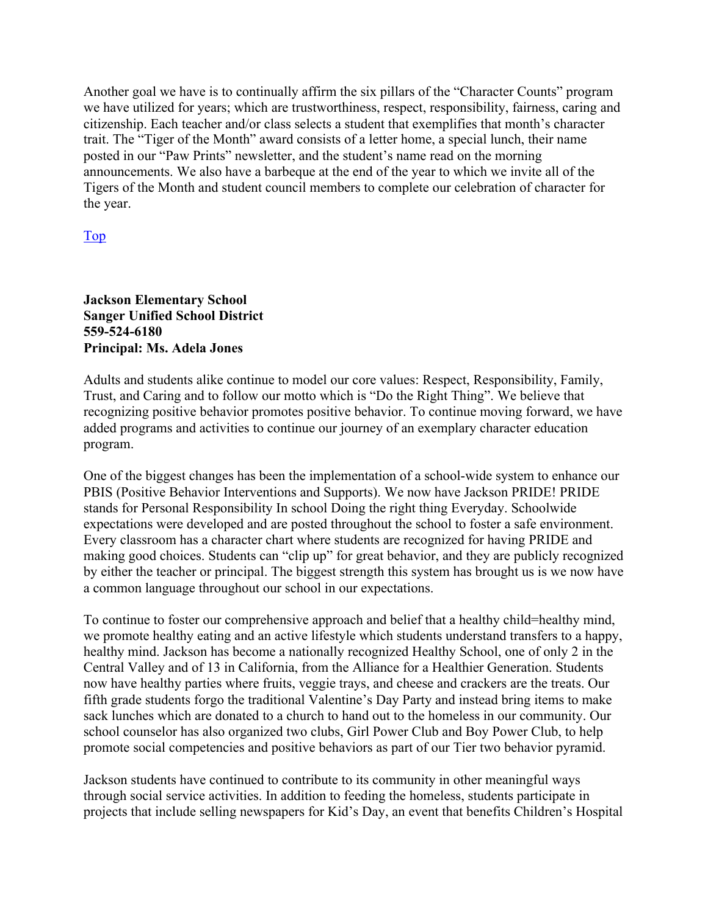Another goal we have is to continually affirm the six pillars of the "Character Counts" program we have utilized for years; which are trustworthiness, respect, responsibility, fairness, caring and citizenship. Each teacher and/or class selects a student that exemplifies that month's character trait. The "Tiger of the Month" award consists of a letter home, a special lunch, their name posted in our "Paw Prints" newsletter, and the student's name read on the morning announcements. We also have a barbeque at the end of the year to which we invite all of the Tigers of the Month and student council members to complete our celebration of character for the year.

Top

**Jackson Elementary School**
**Sanger Unified School District**
**559-524-6180**
**Principal: Ms. Adela Jones**

Adults and students alike continue to model our core values: Respect, Responsibility, Family, Trust, and Caring and to follow our motto which is "Do the Right Thing". We believe that recognizing positive behavior promotes positive behavior. To continue moving forward, we have added programs and activities to continue our journey of an exemplary character education program.

One of the biggest changes has been the implementation of a school-wide system to enhance our PBIS (Positive Behavior Interventions and Supports). We now have Jackson PRIDE! PRIDE stands for Personal Responsibility In school Doing the right thing Everyday. Schoolwide expectations were developed and are posted throughout the school to foster a safe environment. Every classroom has a character chart where students are recognized for having PRIDE and making good choices. Students can "clip up" for great behavior, and they are publicly recognized by either the teacher or principal. The biggest strength this system has brought us is we now have a common language throughout our school in our expectations.

To continue to foster our comprehensive approach and belief that a healthy child=healthy mind, we promote healthy eating and an active lifestyle which students understand transfers to a happy, healthy mind. Jackson has become a nationally recognized Healthy School, one of only 2 in the Central Valley and of 13 in California, from the Alliance for a Healthier Generation. Students now have healthy parties where fruits, veggie trays, and cheese and crackers are the treats. Our fifth grade students forgo the traditional Valentine's Day Party and instead bring items to make sack lunches which are donated to a church to hand out to the homeless in our community. Our school counselor has also organized two clubs, Girl Power Club and Boy Power Club, to help promote social competencies and positive behaviors as part of our Tier two behavior pyramid.

Jackson students have continued to contribute to its community in other meaningful ways through social service activities. In addition to feeding the homeless, students participate in projects that include selling newspapers for Kid's Day, an event that benefits Children's Hospital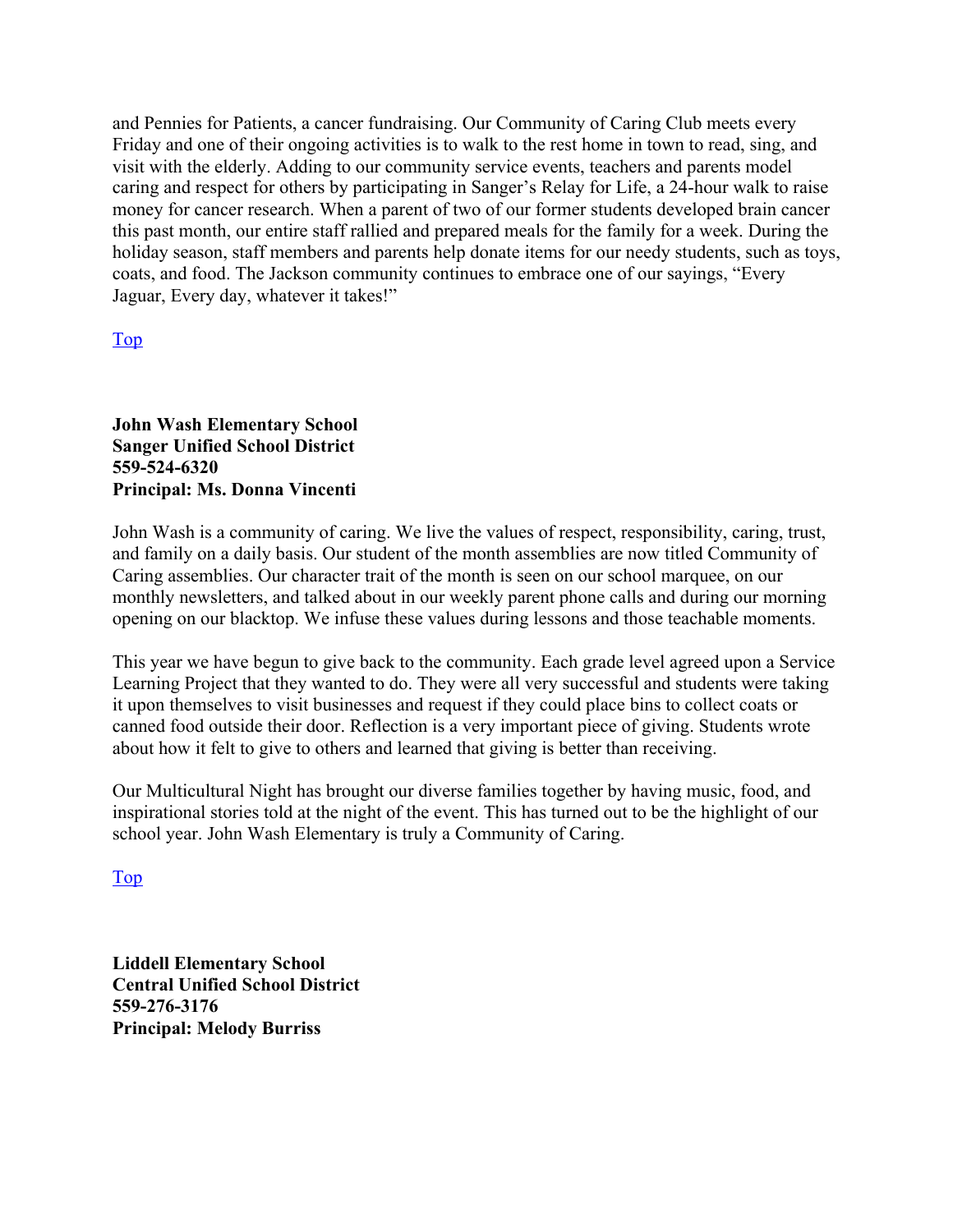and Pennies for Patients, a cancer fundraising. Our Community of Caring Club meets every Friday and one of their ongoing activities is to walk to the rest home in town to read, sing, and visit with the elderly. Adding to our community service events, teachers and parents model caring and respect for others by participating in Sanger's Relay for Life, a 24-hour walk to raise money for cancer research. When a parent of two of our former students developed brain cancer this past month, our entire staff rallied and prepared meals for the family for a week. During the holiday season, staff members and parents help donate items for our needy students, such as toys, coats, and food. The Jackson community continues to embrace one of our sayings, "Every Jaguar, Every day, whatever it takes!"

Top

**John Wash Elementary School**
**Sanger Unified School District**
**559-524-6320**
**Principal: Ms. Donna Vincenti**

John Wash is a community of caring. We live the values of respect, responsibility, caring, trust, and family on a daily basis. Our student of the month assemblies are now titled Community of Caring assemblies. Our character trait of the month is seen on our school marquee, on our monthly newsletters, and talked about in our weekly parent phone calls and during our morning opening on our blacktop. We infuse these values during lessons and those teachable moments.

This year we have begun to give back to the community. Each grade level agreed upon a Service Learning Project that they wanted to do. They were all very successful and students were taking it upon themselves to visit businesses and request if they could place bins to collect coats or canned food outside their door. Reflection is a very important piece of giving. Students wrote about how it felt to give to others and learned that giving is better than receiving.

Our Multicultural Night has brought our diverse families together by having music, food, and inspirational stories told at the night of the event. This has turned out to be the highlight of our school year. John Wash Elementary is truly a Community of Caring.

Top

**Liddell Elementary School**
**Central Unified School District**
**559-276-3176**
**Principal: Melody Burriss**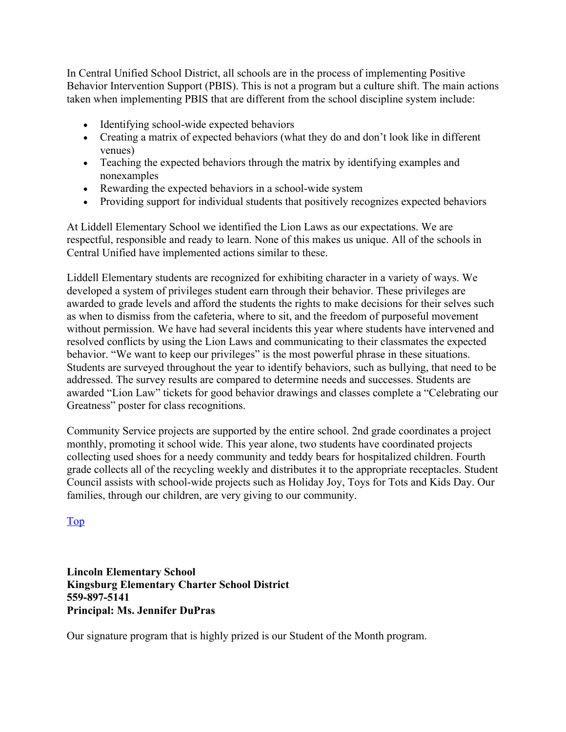In Central Unified School District, all schools are in the process of implementing Positive Behavior Intervention Support (PBIS). This is not a program but a culture shift. The main actions taken when implementing PBIS that are different from the school discipline system include:

- Identifying school-wide expected behaviors
- Creating a matrix of expected behaviors (what they do and don't look like in different venues)
- Teaching the expected behaviors through the matrix by identifying examples and nonexamples
- Rewarding the expected behaviors in a school-wide system
- Providing support for individual students that positively recognizes expected behaviors

At Liddell Elementary School we identified the Lion Laws as our expectations. We are respectful, responsible and ready to learn. None of this makes us unique. All of the schools in Central Unified have implemented actions similar to these.

Liddell Elementary students are recognized for exhibiting character in a variety of ways. We developed a system of privileges student earn through their behavior. These privileges are awarded to grade levels and afford the students the rights to make decisions for their selves such as when to dismiss from the cafeteria, where to sit, and the freedom of purposeful movement without permission. We have had several incidents this year where students have intervened and resolved conflicts by using the Lion Laws and communicating to their classmates the expected behavior. "We want to keep our privileges" is the most powerful phrase in these situations. Students are surveyed throughout the year to identify behaviors, such as bullying, that need to be addressed. The survey results are compared to determine needs and successes. Students are awarded "Lion Law" tickets for good behavior drawings and classes complete a "Celebrating our Greatness" poster for class recognitions.

Community Service projects are supported by the entire school. 2nd grade coordinates a project monthly, promoting it school wide. This year alone, two students have coordinated projects collecting used shoes for a needy community and teddy bears for hospitalized children. Fourth grade collects all of the recycling weekly and distributes it to the appropriate receptacles. Student Council assists with school-wide projects such as Holiday Joy, Toys for Tots and Kids Day. Our families, through our children, are very giving to our community.

Top

**Lincoln Elementary School**
**Kingsburg Elementary Charter School District**
**559-897-5141**
**Principal: Ms. Jennifer DuPras**

Our signature program that is highly prized is our Student of the Month program.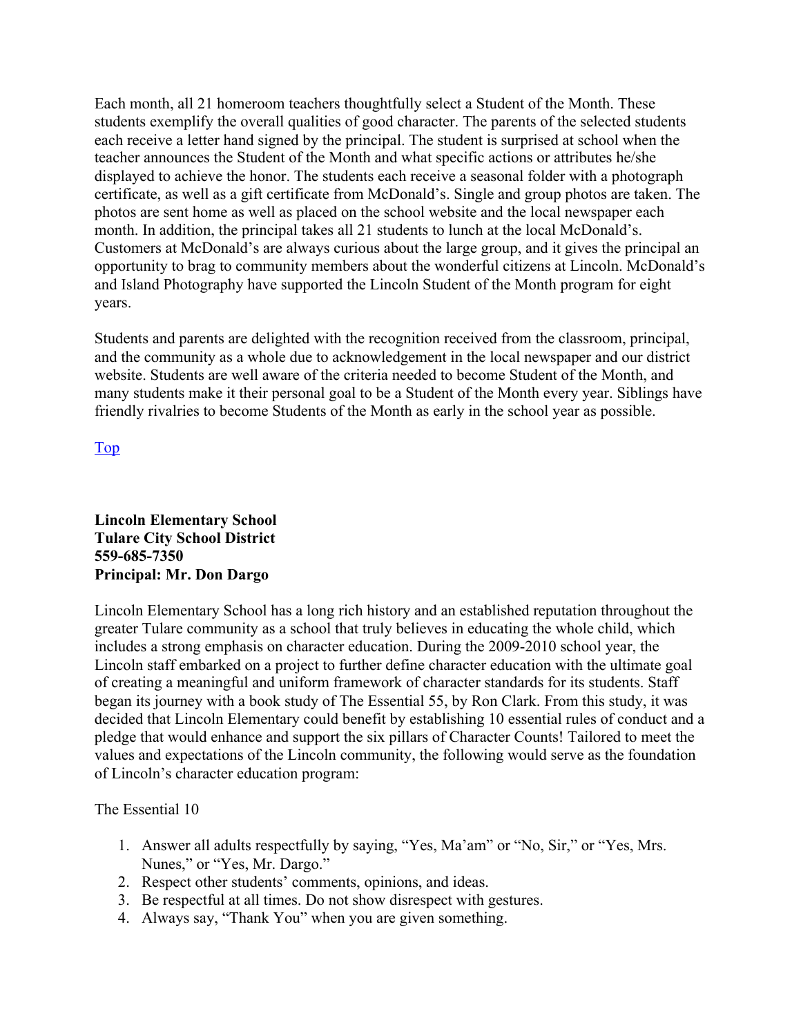Each month, all 21 homeroom teachers thoughtfully select a Student of the Month. These students exemplify the overall qualities of good character. The parents of the selected students each receive a letter hand signed by the principal. The student is surprised at school when the teacher announces the Student of the Month and what specific actions or attributes he/she displayed to achieve the honor. The students each receive a seasonal folder with a photograph certificate, as well as a gift certificate from McDonald's. Single and group photos are taken. The photos are sent home as well as placed on the school website and the local newspaper each month. In addition, the principal takes all 21 students to lunch at the local McDonald's. Customers at McDonald's are always curious about the large group, and it gives the principal an opportunity to brag to community members about the wonderful citizens at Lincoln. McDonald's and Island Photography have supported the Lincoln Student of the Month program for eight years.

Students and parents are delighted with the recognition received from the classroom, principal, and the community as a whole due to acknowledgement in the local newspaper and our district website. Students are well aware of the criteria needed to become Student of the Month, and many students make it their personal goal to be a Student of the Month every year. Siblings have friendly rivalries to become Students of the Month as early in the school year as possible.

Top

**Lincoln Elementary School**
**Tulare City School District**
**559-685-7350**
**Principal: Mr. Don Dargo**

Lincoln Elementary School has a long rich history and an established reputation throughout the greater Tulare community as a school that truly believes in educating the whole child, which includes a strong emphasis on character education. During the 2009-2010 school year, the Lincoln staff embarked on a project to further define character education with the ultimate goal of creating a meaningful and uniform framework of character standards for its students. Staff began its journey with a book study of The Essential 55, by Ron Clark. From this study, it was decided that Lincoln Elementary could benefit by establishing 10 essential rules of conduct and a pledge that would enhance and support the six pillars of Character Counts! Tailored to meet the values and expectations of the Lincoln community, the following would serve as the foundation of Lincoln's character education program:

The Essential 10

1. Answer all adults respectfully by saying, "Yes, Ma'am" or "No, Sir," or "Yes, Mrs. Nunes," or "Yes, Mr. Dargo."
2. Respect other students' comments, opinions, and ideas.
3. Be respectful at all times. Do not show disrespect with gestures.
4. Always say, "Thank You" when you are given something.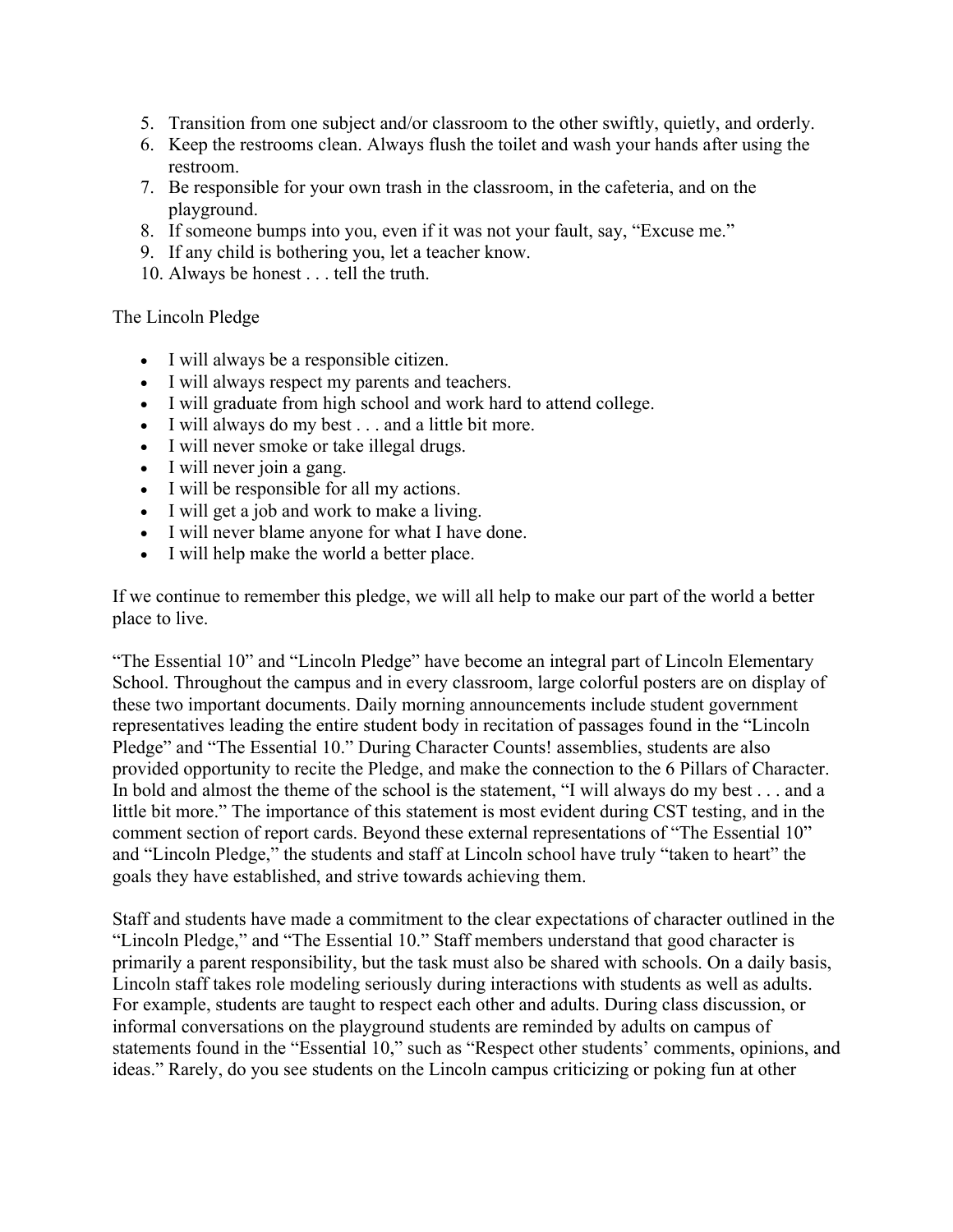5. Transition from one subject and/or classroom to the other swiftly, quietly, and orderly.
6. Keep the restrooms clean. Always flush the toilet and wash your hands after using the restroom.
7. Be responsible for your own trash in the classroom, in the cafeteria, and on the playground.
8. If someone bumps into you, even if it was not your fault, say, "Excuse me."
9. If any child is bothering you, let a teacher know.
10. Always be honest . . . tell the truth.

The Lincoln Pledge

- I will always be a responsible citizen.
- I will always respect my parents and teachers.
- I will graduate from high school and work hard to attend college.
- I will always do my best . . . and a little bit more.
- I will never smoke or take illegal drugs.
- I will never join a gang.
- I will be responsible for all my actions.
- I will get a job and work to make a living.
- I will never blame anyone for what I have done.
- I will help make the world a better place.

If we continue to remember this pledge, we will all help to make our part of the world a better place to live.

"The Essential 10" and "Lincoln Pledge" have become an integral part of Lincoln Elementary School. Throughout the campus and in every classroom, large colorful posters are on display of these two important documents. Daily morning announcements include student government representatives leading the entire student body in recitation of passages found in the "Lincoln Pledge" and "The Essential 10." During Character Counts! assemblies, students are also provided opportunity to recite the Pledge, and make the connection to the 6 Pillars of Character. In bold and almost the theme of the school is the statement, "I will always do my best . . . and a little bit more." The importance of this statement is most evident during CST testing, and in the comment section of report cards. Beyond these external representations of "The Essential 10" and "Lincoln Pledge," the students and staff at Lincoln school have truly "taken to heart" the goals they have established, and strive towards achieving them.

Staff and students have made a commitment to the clear expectations of character outlined in the "Lincoln Pledge," and "The Essential 10." Staff members understand that good character is primarily a parent responsibility, but the task must also be shared with schools. On a daily basis, Lincoln staff takes role modeling seriously during interactions with students as well as adults. For example, students are taught to respect each other and adults. During class discussion, or informal conversations on the playground students are reminded by adults on campus of statements found in the "Essential 10," such as "Respect other students' comments, opinions, and ideas." Rarely, do you see students on the Lincoln campus criticizing or poking fun at other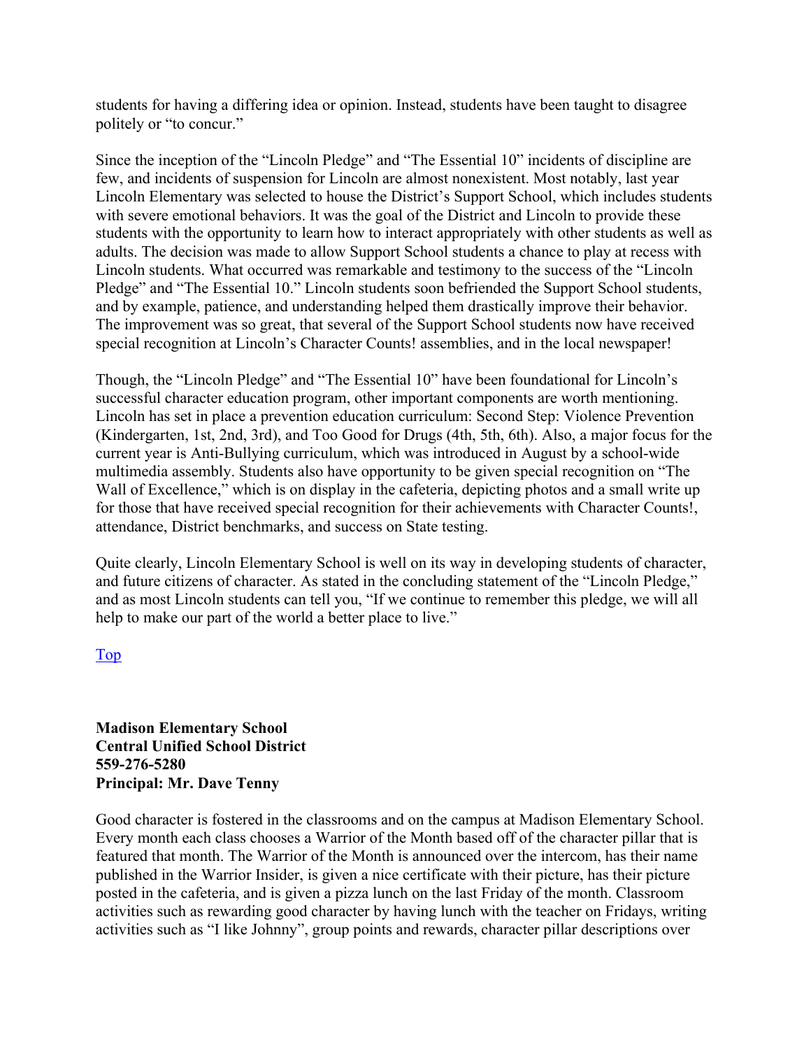students for having a differing idea or opinion. Instead, students have been taught to disagree politely or "to concur."

Since the inception of the "Lincoln Pledge" and "The Essential 10" incidents of discipline are few, and incidents of suspension for Lincoln are almost nonexistent. Most notably, last year Lincoln Elementary was selected to house the District's Support School, which includes students with severe emotional behaviors. It was the goal of the District and Lincoln to provide these students with the opportunity to learn how to interact appropriately with other students as well as adults. The decision was made to allow Support School students a chance to play at recess with Lincoln students. What occurred was remarkable and testimony to the success of the "Lincoln Pledge" and "The Essential 10." Lincoln students soon befriended the Support School students, and by example, patience, and understanding helped them drastically improve their behavior. The improvement was so great, that several of the Support School students now have received special recognition at Lincoln's Character Counts! assemblies, and in the local newspaper!

Though, the "Lincoln Pledge" and "The Essential 10" have been foundational for Lincoln's successful character education program, other important components are worth mentioning. Lincoln has set in place a prevention education curriculum: Second Step: Violence Prevention (Kindergarten, 1st, 2nd, 3rd), and Too Good for Drugs (4th, 5th, 6th). Also, a major focus for the current year is Anti-Bullying curriculum, which was introduced in August by a school-wide multimedia assembly. Students also have opportunity to be given special recognition on "The Wall of Excellence," which is on display in the cafeteria, depicting photos and a small write up for those that have received special recognition for their achievements with Character Counts!, attendance, District benchmarks, and success on State testing.

Quite clearly, Lincoln Elementary School is well on its way in developing students of character, and future citizens of character. As stated in the concluding statement of the "Lincoln Pledge," and as most Lincoln students can tell you, "If we continue to remember this pledge, we will all help to make our part of the world a better place to live."

Top

**Madison Elementary School**
**Central Unified School District**
**559-276-5280**
**Principal: Mr. Dave Tenny**

Good character is fostered in the classrooms and on the campus at Madison Elementary School. Every month each class chooses a Warrior of the Month based off of the character pillar that is featured that month. The Warrior of the Month is announced over the intercom, has their name published in the Warrior Insider, is given a nice certificate with their picture, has their picture posted in the cafeteria, and is given a pizza lunch on the last Friday of the month. Classroom activities such as rewarding good character by having lunch with the teacher on Fridays, writing activities such as "I like Johnny", group points and rewards, character pillar descriptions over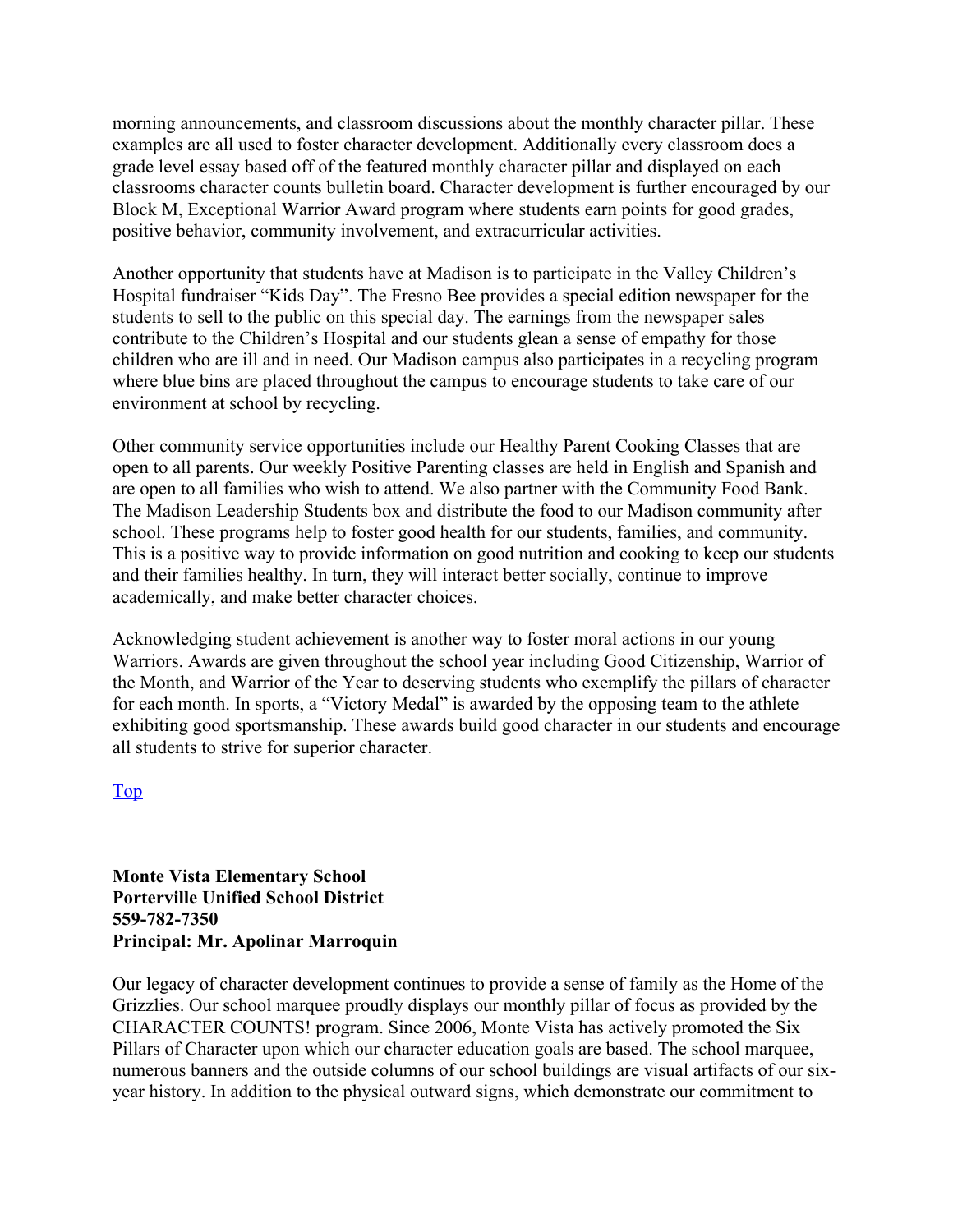morning announcements, and classroom discussions about the monthly character pillar. These examples are all used to foster character development. Additionally every classroom does a grade level essay based off of the featured monthly character pillar and displayed on each classrooms character counts bulletin board. Character development is further encouraged by our Block M, Exceptional Warrior Award program where students earn points for good grades, positive behavior, community involvement, and extracurricular activities.

Another opportunity that students have at Madison is to participate in the Valley Children's Hospital fundraiser "Kids Day". The Fresno Bee provides a special edition newspaper for the students to sell to the public on this special day. The earnings from the newspaper sales contribute to the Children's Hospital and our students glean a sense of empathy for those children who are ill and in need. Our Madison campus also participates in a recycling program where blue bins are placed throughout the campus to encourage students to take care of our environment at school by recycling.

Other community service opportunities include our Healthy Parent Cooking Classes that are open to all parents. Our weekly Positive Parenting classes are held in English and Spanish and are open to all families who wish to attend. We also partner with the Community Food Bank. The Madison Leadership Students box and distribute the food to our Madison community after school. These programs help to foster good health for our students, families, and community. This is a positive way to provide information on good nutrition and cooking to keep our students and their families healthy. In turn, they will interact better socially, continue to improve academically, and make better character choices.

Acknowledging student achievement is another way to foster moral actions in our young Warriors. Awards are given throughout the school year including Good Citizenship, Warrior of the Month, and Warrior of the Year to deserving students who exemplify the pillars of character for each month. In sports, a "Victory Medal" is awarded by the opposing team to the athlete exhibiting good sportsmanship. These awards build good character in our students and encourage all students to strive for superior character.

Top

**Monte Vista Elementary School**
**Porterville Unified School District**
**559-782-7350**
**Principal: Mr. Apolinar Marroquin**

Our legacy of character development continues to provide a sense of family as the Home of the Grizzlies. Our school marquee proudly displays our monthly pillar of focus as provided by the CHARACTER COUNTS! program. Since 2006, Monte Vista has actively promoted the Six Pillars of Character upon which our character education goals are based. The school marquee, numerous banners and the outside columns of our school buildings are visual artifacts of our six-year history. In addition to the physical outward signs, which demonstrate our commitment to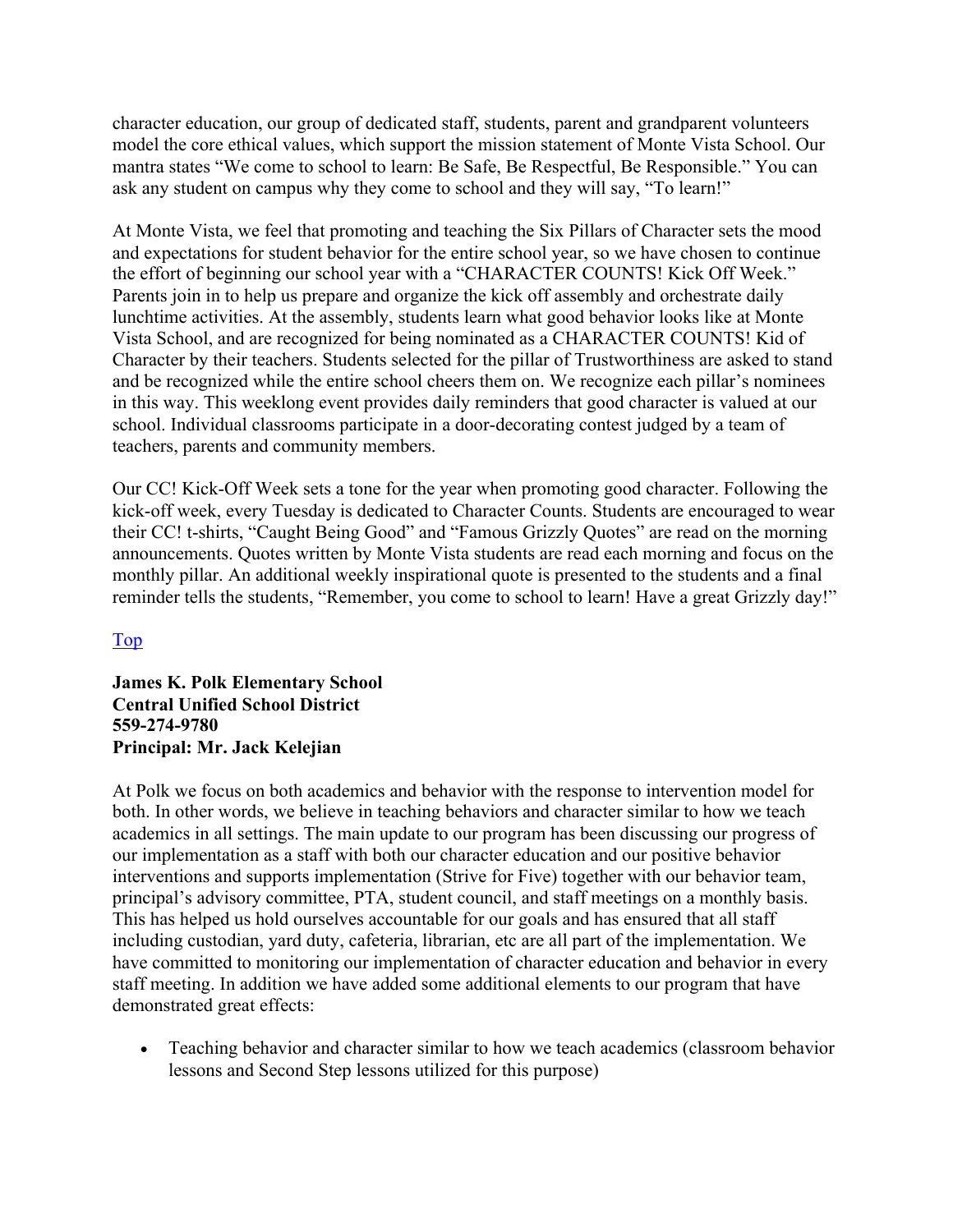character education, our group of dedicated staff, students, parent and grandparent volunteers model the core ethical values, which support the mission statement of Monte Vista School. Our mantra states "We come to school to learn: Be Safe, Be Respectful, Be Responsible." You can ask any student on campus why they come to school and they will say, "To learn!"

At Monte Vista, we feel that promoting and teaching the Six Pillars of Character sets the mood and expectations for student behavior for the entire school year, so we have chosen to continue the effort of beginning our school year with a "CHARACTER COUNTS! Kick Off Week." Parents join in to help us prepare and organize the kick off assembly and orchestrate daily lunchtime activities. At the assembly, students learn what good behavior looks like at Monte Vista School, and are recognized for being nominated as a CHARACTER COUNTS! Kid of Character by their teachers. Students selected for the pillar of Trustworthiness are asked to stand and be recognized while the entire school cheers them on. We recognize each pillar's nominees in this way. This weeklong event provides daily reminders that good character is valued at our school. Individual classrooms participate in a door-decorating contest judged by a team of teachers, parents and community members.

Our CC! Kick-Off Week sets a tone for the year when promoting good character. Following the kick-off week, every Tuesday is dedicated to Character Counts. Students are encouraged to wear their CC! t-shirts, "Caught Being Good" and "Famous Grizzly Quotes" are read on the morning announcements. Quotes written by Monte Vista students are read each morning and focus on the monthly pillar. An additional weekly inspirational quote is presented to the students and a final reminder tells the students, "Remember, you come to school to learn! Have a great Grizzly day!"

Top

**James K. Polk Elementary School**
**Central Unified School District**
**559-274-9780**
**Principal: Mr. Jack Kelejian**

At Polk we focus on both academics and behavior with the response to intervention model for both. In other words, we believe in teaching behaviors and character similar to how we teach academics in all settings. The main update to our program has been discussing our progress of our implementation as a staff with both our character education and our positive behavior interventions and supports implementation (Strive for Five) together with our behavior team, principal's advisory committee, PTA, student council, and staff meetings on a monthly basis. This has helped us hold ourselves accountable for our goals and has ensured that all staff including custodian, yard duty, cafeteria, librarian, etc are all part of the implementation. We have committed to monitoring our implementation of character education and behavior in every staff meeting. In addition we have added some additional elements to our program that have demonstrated great effects:

- Teaching behavior and character similar to how we teach academics (classroom behavior lessons and Second Step lessons utilized for this purpose)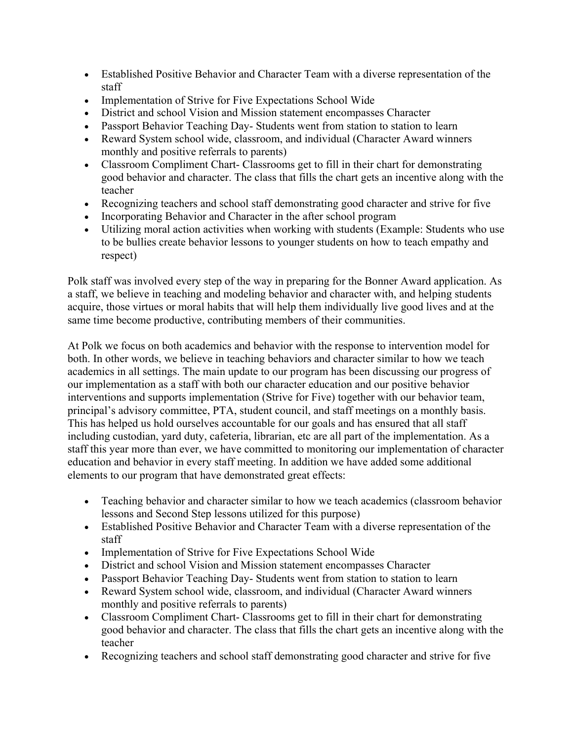- Established Positive Behavior and Character Team with a diverse representation of the staff
- Implementation of Strive for Five Expectations School Wide
- District and school Vision and Mission statement encompasses Character
- Passport Behavior Teaching Day- Students went from station to station to learn
- Reward System school wide, classroom, and individual (Character Award winners monthly and positive referrals to parents)
- Classroom Compliment Chart- Classrooms get to fill in their chart for demonstrating good behavior and character. The class that fills the chart gets an incentive along with the teacher
- Recognizing teachers and school staff demonstrating good character and strive for five
- Incorporating Behavior and Character in the after school program
- Utilizing moral action activities when working with students (Example: Students who use to be bullies create behavior lessons to younger students on how to teach empathy and respect)

Polk staff was involved every step of the way in preparing for the Bonner Award application. As a staff, we believe in teaching and modeling behavior and character with, and helping students acquire, those virtues or moral habits that will help them individually live good lives and at the same time become productive, contributing members of their communities.

At Polk we focus on both academics and behavior with the response to intervention model for both. In other words, we believe in teaching behaviors and character similar to how we teach academics in all settings. The main update to our program has been discussing our progress of our implementation as a staff with both our character education and our positive behavior interventions and supports implementation (Strive for Five) together with our behavior team, principal's advisory committee, PTA, student council, and staff meetings on a monthly basis. This has helped us hold ourselves accountable for our goals and has ensured that all staff including custodian, yard duty, cafeteria, librarian, etc are all part of the implementation. As a staff this year more than ever, we have committed to monitoring our implementation of character education and behavior in every staff meeting. In addition we have added some additional elements to our program that have demonstrated great effects:

- Teaching behavior and character similar to how we teach academics (classroom behavior lessons and Second Step lessons utilized for this purpose)
- Established Positive Behavior and Character Team with a diverse representation of the staff
- Implementation of Strive for Five Expectations School Wide
- District and school Vision and Mission statement encompasses Character
- Passport Behavior Teaching Day- Students went from station to station to learn
- Reward System school wide, classroom, and individual (Character Award winners monthly and positive referrals to parents)
- Classroom Compliment Chart- Classrooms get to fill in their chart for demonstrating good behavior and character. The class that fills the chart gets an incentive along with the teacher
- Recognizing teachers and school staff demonstrating good character and strive for five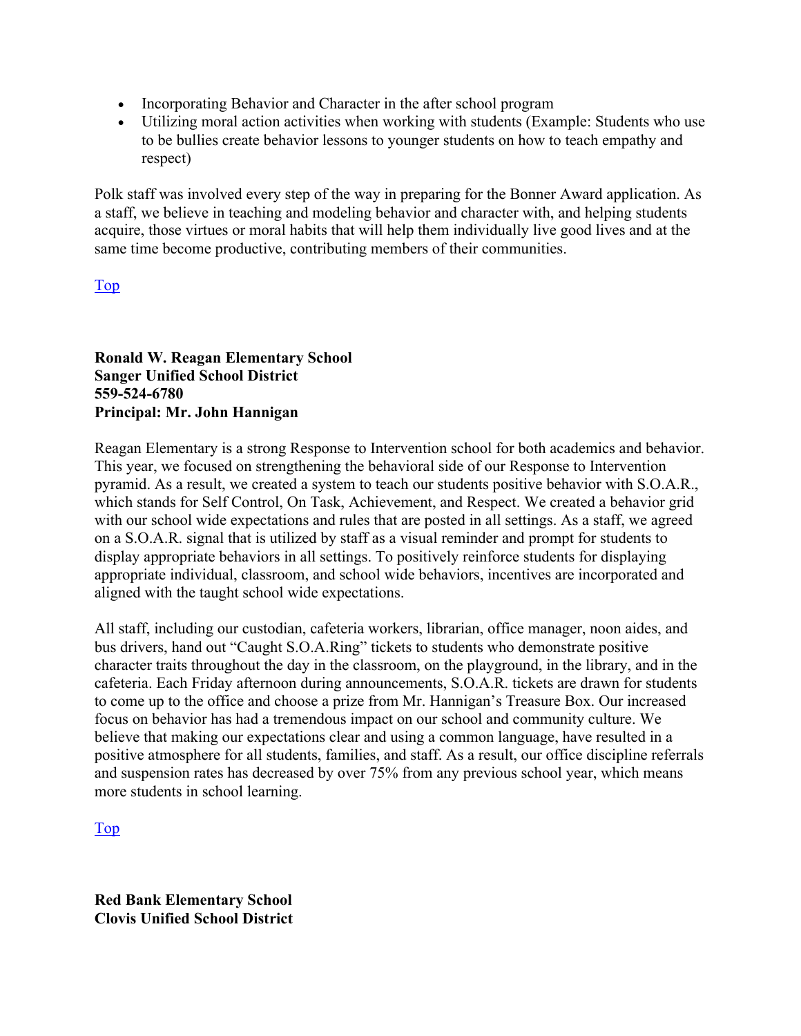- Incorporating Behavior and Character in the after school program
- Utilizing moral action activities when working with students (Example: Students who use to be bullies create behavior lessons to younger students on how to teach empathy and respect)

Polk staff was involved every step of the way in preparing for the Bonner Award application. As a staff, we believe in teaching and modeling behavior and character with, and helping students acquire, those virtues or moral habits that will help them individually live good lives and at the same time become productive, contributing members of their communities.

[Top]

**Ronald W. Reagan Elementary School**
**Sanger Unified School District**
**559-524-6780**
**Principal: Mr. John Hannigan**

Reagan Elementary is a strong Response to Intervention school for both academics and behavior. This year, we focused on strengthening the behavioral side of our Response to Intervention pyramid. As a result, we created a system to teach our students positive behavior with S.O.A.R., which stands for Self Control, On Task, Achievement, and Respect. We created a behavior grid with our school wide expectations and rules that are posted in all settings. As a staff, we agreed on a S.O.A.R. signal that is utilized by staff as a visual reminder and prompt for students to display appropriate behaviors in all settings. To positively reinforce students for displaying appropriate individual, classroom, and school wide behaviors, incentives are incorporated and aligned with the taught school wide expectations.

All staff, including our custodian, cafeteria workers, librarian, office manager, noon aides, and bus drivers, hand out "Caught S.O.A.Ring" tickets to students who demonstrate positive character traits throughout the day in the classroom, on the playground, in the library, and in the cafeteria. Each Friday afternoon during announcements, S.O.A.R. tickets are drawn for students to come up to the office and choose a prize from Mr. Hannigan's Treasure Box. Our increased focus on behavior has had a tremendous impact on our school and community culture. We believe that making our expectations clear and using a common language, have resulted in a positive atmosphere for all students, families, and staff. As a result, our office discipline referrals and suspension rates has decreased by over 75% from any previous school year, which means more students in school learning.

[Top]

**Red Bank Elementary School**
**Clovis Unified School District**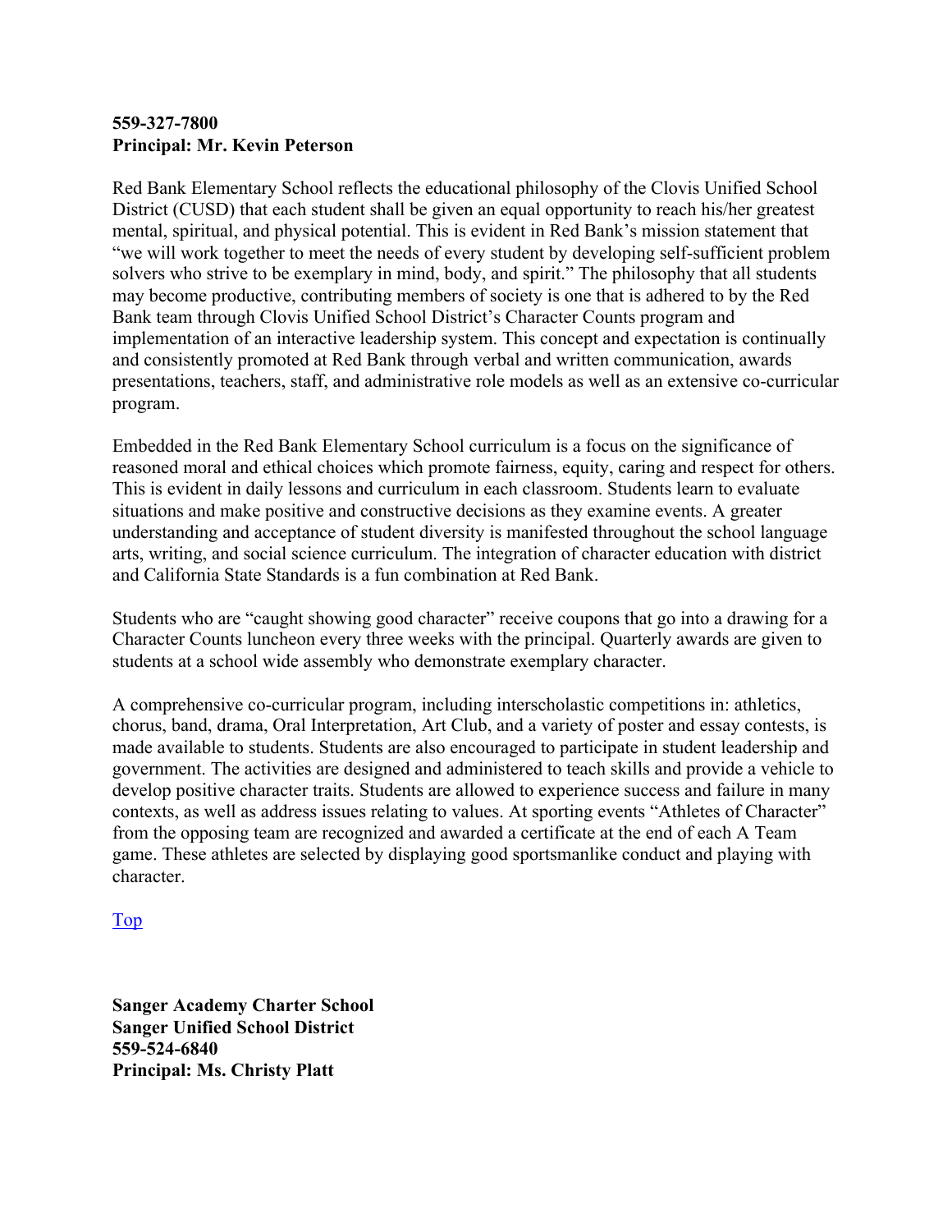**559-327-7800**
**Principal: Mr. Kevin Peterson**

Red Bank Elementary School reflects the educational philosophy of the Clovis Unified School District (CUSD) that each student shall be given an equal opportunity to reach his/her greatest mental, spiritual, and physical potential. This is evident in Red Bank's mission statement that "we will work together to meet the needs of every student by developing self-sufficient problem solvers who strive to be exemplary in mind, body, and spirit." The philosophy that all students may become productive, contributing members of society is one that is adhered to by the Red Bank team through Clovis Unified School District's Character Counts program and implementation of an interactive leadership system. This concept and expectation is continually and consistently promoted at Red Bank through verbal and written communication, awards presentations, teachers, staff, and administrative role models as well as an extensive co-curricular program.

Embedded in the Red Bank Elementary School curriculum is a focus on the significance of reasoned moral and ethical choices which promote fairness, equity, caring and respect for others. This is evident in daily lessons and curriculum in each classroom. Students learn to evaluate situations and make positive and constructive decisions as they examine events. A greater understanding and acceptance of student diversity is manifested throughout the school language arts, writing, and social science curriculum. The integration of character education with district and California State Standards is a fun combination at Red Bank.

Students who are "caught showing good character" receive coupons that go into a drawing for a Character Counts luncheon every three weeks with the principal. Quarterly awards are given to students at a school wide assembly who demonstrate exemplary character.

A comprehensive co-curricular program, including interscholastic competitions in: athletics, chorus, band, drama, Oral Interpretation, Art Club, and a variety of poster and essay contests, is made available to students. Students are also encouraged to participate in student leadership and government. The activities are designed and administered to teach skills and provide a vehicle to develop positive character traits. Students are allowed to experience success and failure in many contexts, as well as address issues relating to values. At sporting events "Athletes of Character" from the opposing team are recognized and awarded a certificate at the end of each A Team game. These athletes are selected by displaying good sportsmanlike conduct and playing with character.

Top

**Sanger Academy Charter School**
**Sanger Unified School District**
**559-524-6840**
**Principal: Ms. Christy Platt**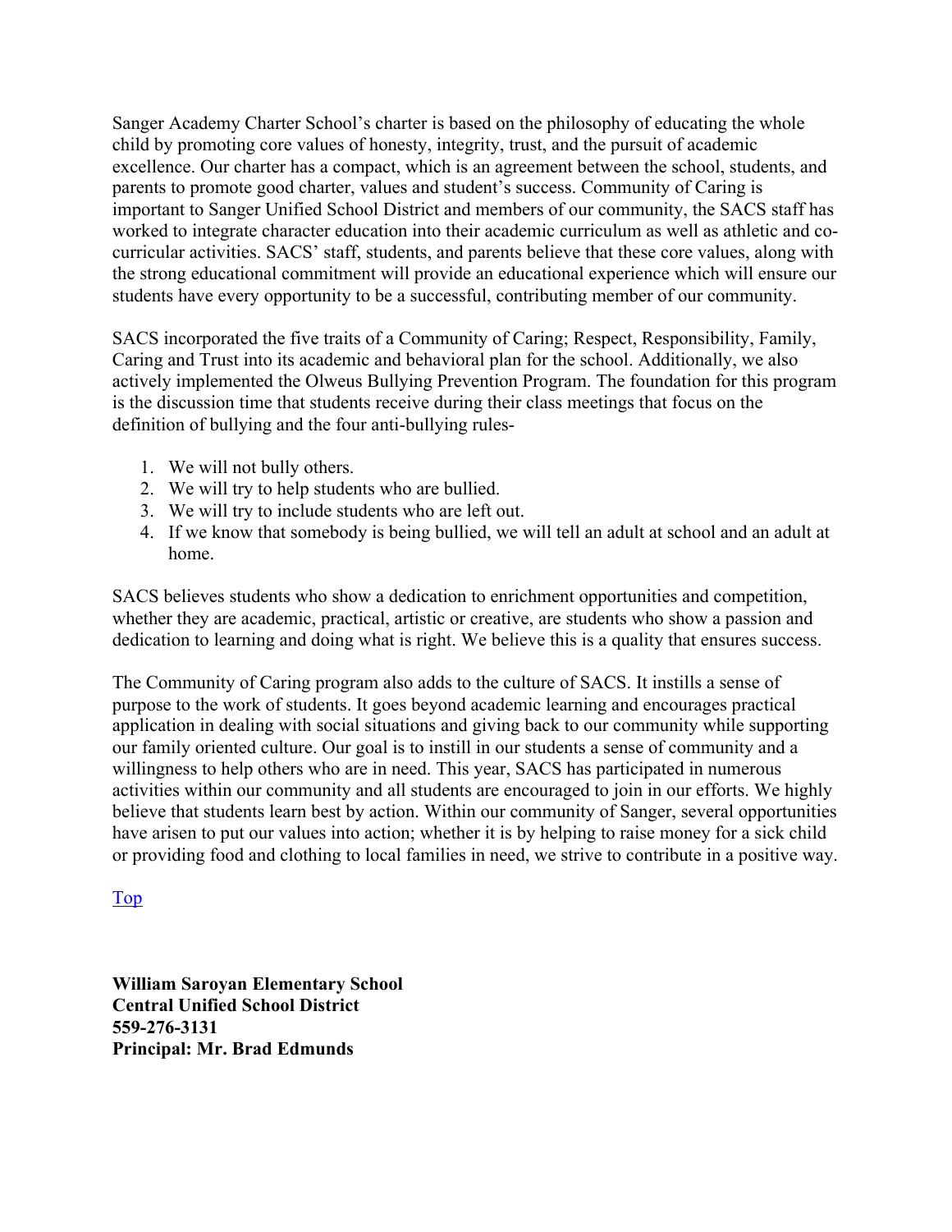Sanger Academy Charter School's charter is based on the philosophy of educating the whole child by promoting core values of honesty, integrity, trust, and the pursuit of academic excellence. Our charter has a compact, which is an agreement between the school, students, and parents to promote good charter, values and student's success. Community of Caring is important to Sanger Unified School District and members of our community, the SACS staff has worked to integrate character education into their academic curriculum as well as athletic and co-curricular activities. SACS' staff, students, and parents believe that these core values, along with the strong educational commitment will provide an educational experience which will ensure our students have every opportunity to be a successful, contributing member of our community.

SACS incorporated the five traits of a Community of Caring; Respect, Responsibility, Family, Caring and Trust into its academic and behavioral plan for the school. Additionally, we also actively implemented the Olweus Bullying Prevention Program. The foundation for this program is the discussion time that students receive during their class meetings that focus on the definition of bullying and the four anti-bullying rules-

1. We will not bully others.
2. We will try to help students who are bullied.
3. We will try to include students who are left out.
4. If we know that somebody is being bullied, we will tell an adult at school and an adult at home.

SACS believes students who show a dedication to enrichment opportunities and competition, whether they are academic, practical, artistic or creative, are students who show a passion and dedication to learning and doing what is right. We believe this is a quality that ensures success.

The Community of Caring program also adds to the culture of SACS. It instills a sense of purpose to the work of students. It goes beyond academic learning and encourages practical application in dealing with social situations and giving back to our community while supporting our family oriented culture. Our goal is to instill in our students a sense of community and a willingness to help others who are in need. This year, SACS has participated in numerous activities within our community and all students are encouraged to join in our efforts. We highly believe that students learn best by action. Within our community of Sanger, several opportunities have arisen to put our values into action; whether it is by helping to raise money for a sick child or providing food and clothing to local families in need, we strive to contribute in a positive way.

Top

**William Saroyan Elementary School**
**Central Unified School District**
**559-276-3131**
**Principal: Mr. Brad Edmunds**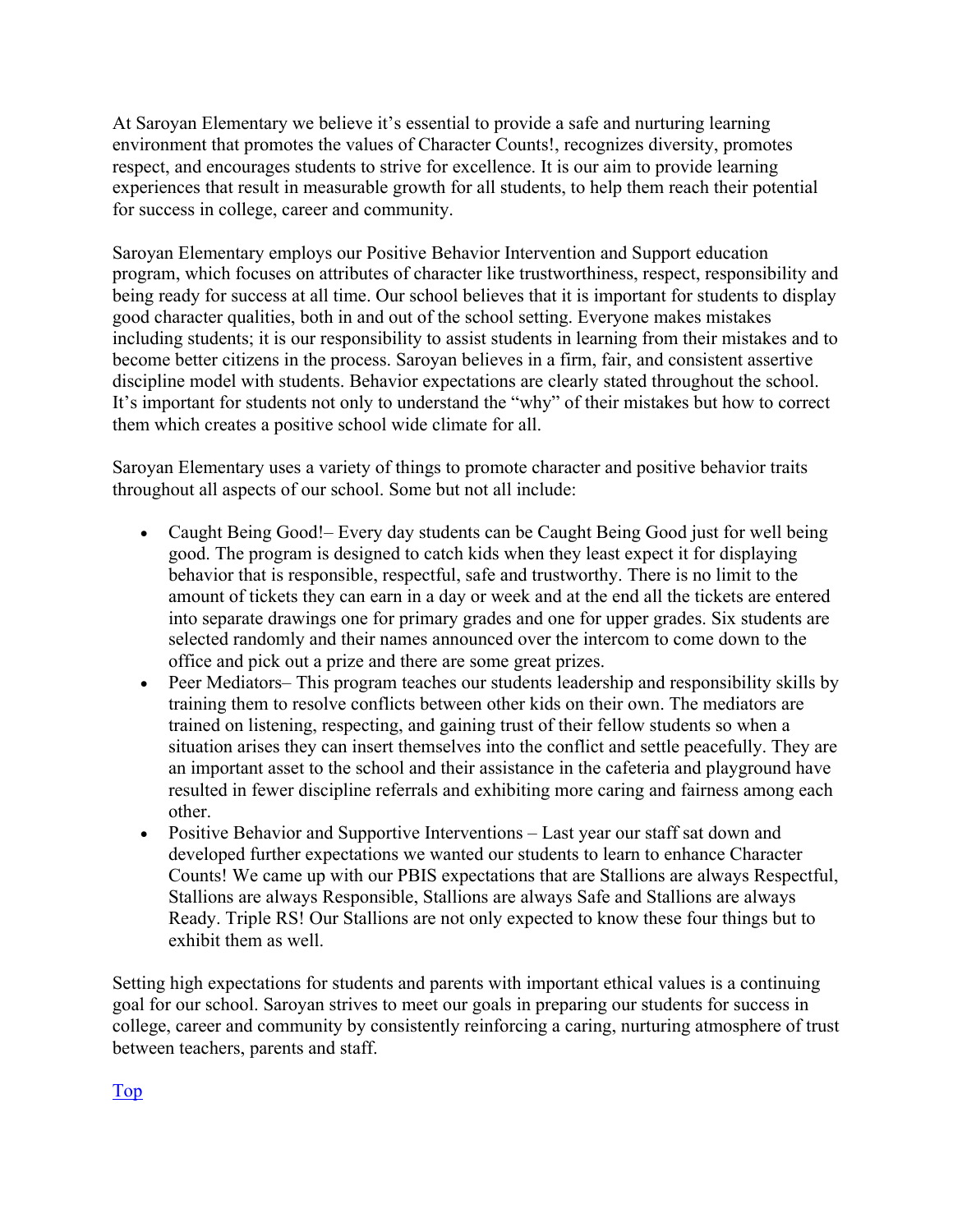At Saroyan Elementary we believe it's essential to provide a safe and nurturing learning environment that promotes the values of Character Counts!, recognizes diversity, promotes respect, and encourages students to strive for excellence. It is our aim to provide learning experiences that result in measurable growth for all students, to help them reach their potential for success in college, career and community.

Saroyan Elementary employs our Positive Behavior Intervention and Support education program, which focuses on attributes of character like trustworthiness, respect, responsibility and being ready for success at all time. Our school believes that it is important for students to display good character qualities, both in and out of the school setting. Everyone makes mistakes including students; it is our responsibility to assist students in learning from their mistakes and to become better citizens in the process. Saroyan believes in a firm, fair, and consistent assertive discipline model with students. Behavior expectations are clearly stated throughout the school. It's important for students not only to understand the "why" of their mistakes but how to correct them which creates a positive school wide climate for all.

Saroyan Elementary uses a variety of things to promote character and positive behavior traits throughout all aspects of our school. Some but not all include:

- Caught Being Good!– Every day students can be Caught Being Good just for well being good. The program is designed to catch kids when they least expect it for displaying behavior that is responsible, respectful, safe and trustworthy. There is no limit to the amount of tickets they can earn in a day or week and at the end all the tickets are entered into separate drawings one for primary grades and one for upper grades. Six students are selected randomly and their names announced over the intercom to come down to the office and pick out a prize and there are some great prizes.
- Peer Mediators– This program teaches our students leadership and responsibility skills by training them to resolve conflicts between other kids on their own. The mediators are trained on listening, respecting, and gaining trust of their fellow students so when a situation arises they can insert themselves into the conflict and settle peacefully. They are an important asset to the school and their assistance in the cafeteria and playground have resulted in fewer discipline referrals and exhibiting more caring and fairness among each other.
- Positive Behavior and Supportive Interventions – Last year our staff sat down and developed further expectations we wanted our students to learn to enhance Character Counts! We came up with our PBIS expectations that are Stallions are always Respectful, Stallions are always Responsible, Stallions are always Safe and Stallions are always Ready. Triple RS! Our Stallions are not only expected to know these four things but to exhibit them as well.

Setting high expectations for students and parents with important ethical values is a continuing goal for our school. Saroyan strives to meet our goals in preparing our students for success in college, career and community by consistently reinforcing a caring, nurturing atmosphere of trust between teachers, parents and staff.

Top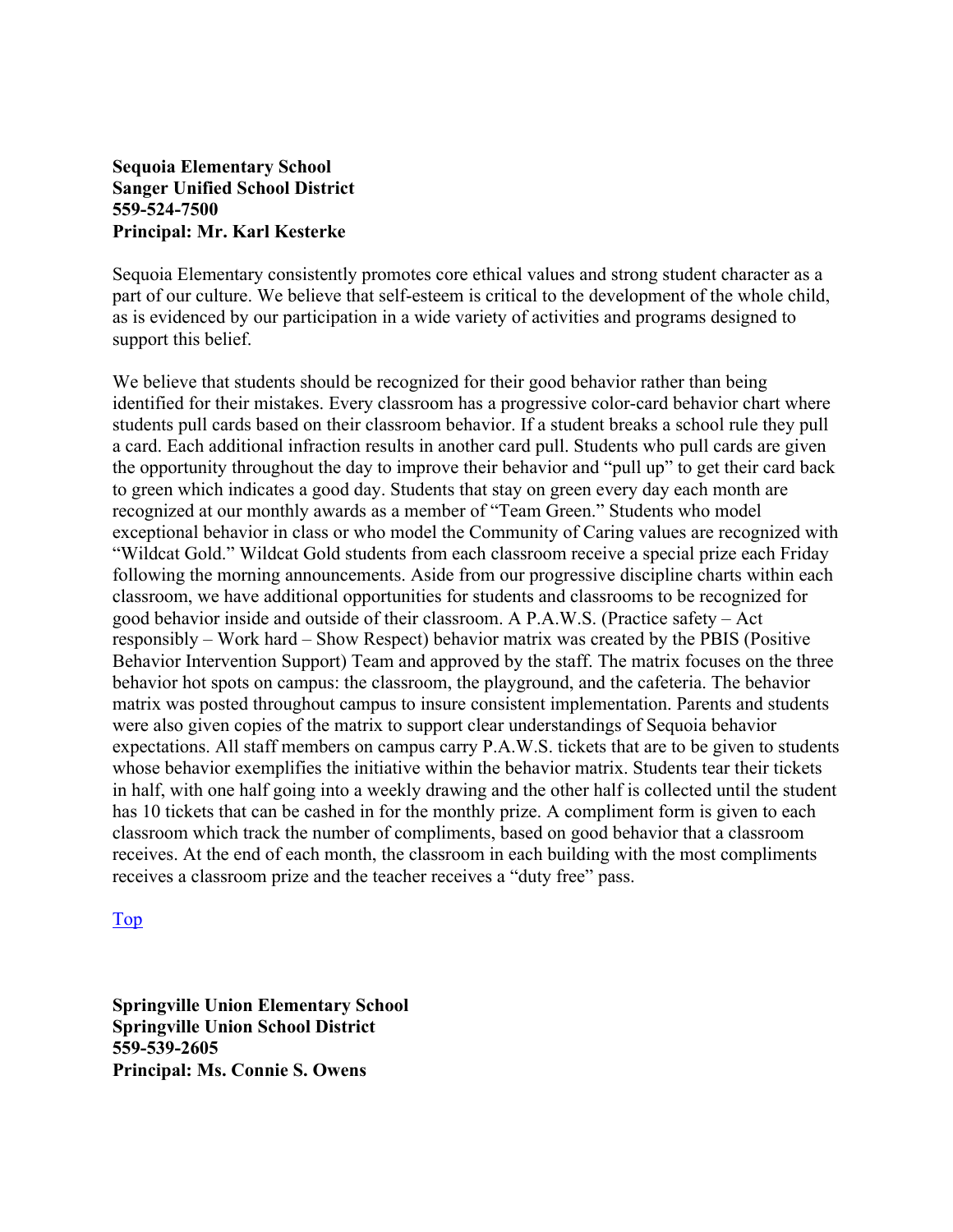**Sequoia Elementary School**
**Sanger Unified School District**
**559-524-7500**
**Principal: Mr. Karl Kesterke**

Sequoia Elementary consistently promotes core ethical values and strong student character as a part of our culture. We believe that self-esteem is critical to the development of the whole child, as is evidenced by our participation in a wide variety of activities and programs designed to support this belief.

We believe that students should be recognized for their good behavior rather than being identified for their mistakes. Every classroom has a progressive color-card behavior chart where students pull cards based on their classroom behavior. If a student breaks a school rule they pull a card. Each additional infraction results in another card pull. Students who pull cards are given the opportunity throughout the day to improve their behavior and "pull up" to get their card back to green which indicates a good day. Students that stay on green every day each month are recognized at our monthly awards as a member of "Team Green." Students who model exceptional behavior in class or who model the Community of Caring values are recognized with "Wildcat Gold." Wildcat Gold students from each classroom receive a special prize each Friday following the morning announcements. Aside from our progressive discipline charts within each classroom, we have additional opportunities for students and classrooms to be recognized for good behavior inside and outside of their classroom. A P.A.W.S. (Practice safety – Act responsibly – Work hard – Show Respect) behavior matrix was created by the PBIS (Positive Behavior Intervention Support) Team and approved by the staff. The matrix focuses on the three behavior hot spots on campus: the classroom, the playground, and the cafeteria. The behavior matrix was posted throughout campus to insure consistent implementation. Parents and students were also given copies of the matrix to support clear understandings of Sequoia behavior expectations. All staff members on campus carry P.A.W.S. tickets that are to be given to students whose behavior exemplifies the initiative within the behavior matrix. Students tear their tickets in half, with one half going into a weekly drawing and the other half is collected until the student has 10 tickets that can be cashed in for the monthly prize. A compliment form is given to each classroom which track the number of compliments, based on good behavior that a classroom receives. At the end of each month, the classroom in each building with the most compliments receives a classroom prize and the teacher receives a "duty free" pass.

Top

**Springville Union Elementary School**
**Springville Union School District**
**559-539-2605**
**Principal: Ms. Connie S. Owens**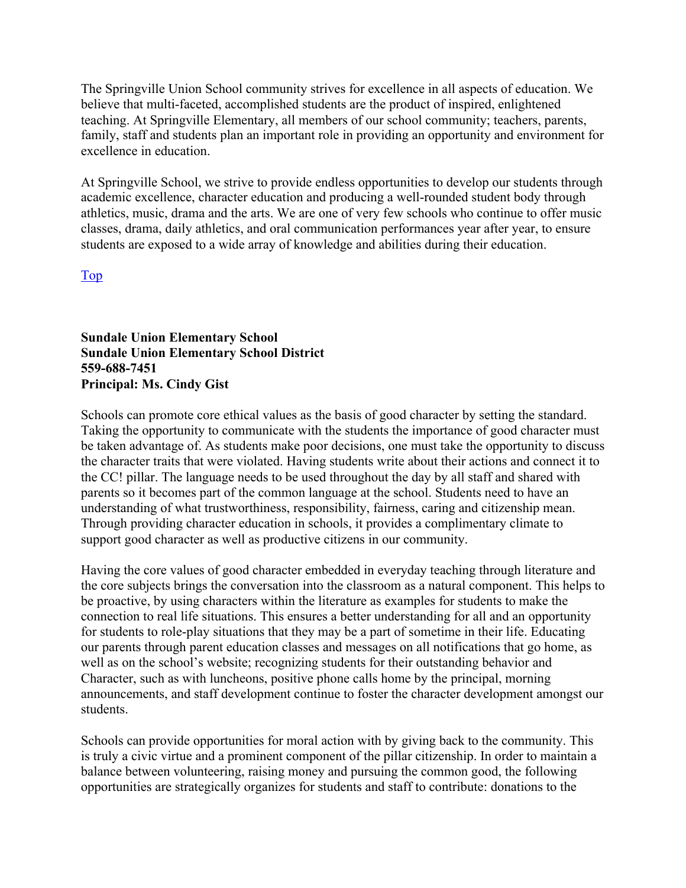The Springville Union School community strives for excellence in all aspects of education. We believe that multi-faceted, accomplished students are the product of inspired, enlightened teaching. At Springville Elementary, all members of our school community; teachers, parents, family, staff and students plan an important role in providing an opportunity and environment for excellence in education.

At Springville School, we strive to provide endless opportunities to develop our students through academic excellence, character education and producing a well-rounded student body through athletics, music, drama and the arts. We are one of very few schools who continue to offer music classes, drama, daily athletics, and oral communication performances year after year, to ensure students are exposed to a wide array of knowledge and abilities during their education.

Top

**Sundale Union Elementary School**
**Sundale Union Elementary School District**
**559-688-7451**
**Principal: Ms. Cindy Gist**

Schools can promote core ethical values as the basis of good character by setting the standard. Taking the opportunity to communicate with the students the importance of good character must be taken advantage of. As students make poor decisions, one must take the opportunity to discuss the character traits that were violated. Having students write about their actions and connect it to the CC! pillar. The language needs to be used throughout the day by all staff and shared with parents so it becomes part of the common language at the school. Students need to have an understanding of what trustworthiness, responsibility, fairness, caring and citizenship mean. Through providing character education in schools, it provides a complimentary climate to support good character as well as productive citizens in our community.

Having the core values of good character embedded in everyday teaching through literature and the core subjects brings the conversation into the classroom as a natural component. This helps to be proactive, by using characters within the literature as examples for students to make the connection to real life situations. This ensures a better understanding for all and an opportunity for students to role-play situations that they may be a part of sometime in their life. Educating our parents through parent education classes and messages on all notifications that go home, as well as on the school's website; recognizing students for their outstanding behavior and Character, such as with luncheons, positive phone calls home by the principal, morning announcements, and staff development continue to foster the character development amongst our students.

Schools can provide opportunities for moral action with by giving back to the community. This is truly a civic virtue and a prominent component of the pillar citizenship. In order to maintain a balance between volunteering, raising money and pursuing the common good, the following opportunities are strategically organizes for students and staff to contribute: donations to the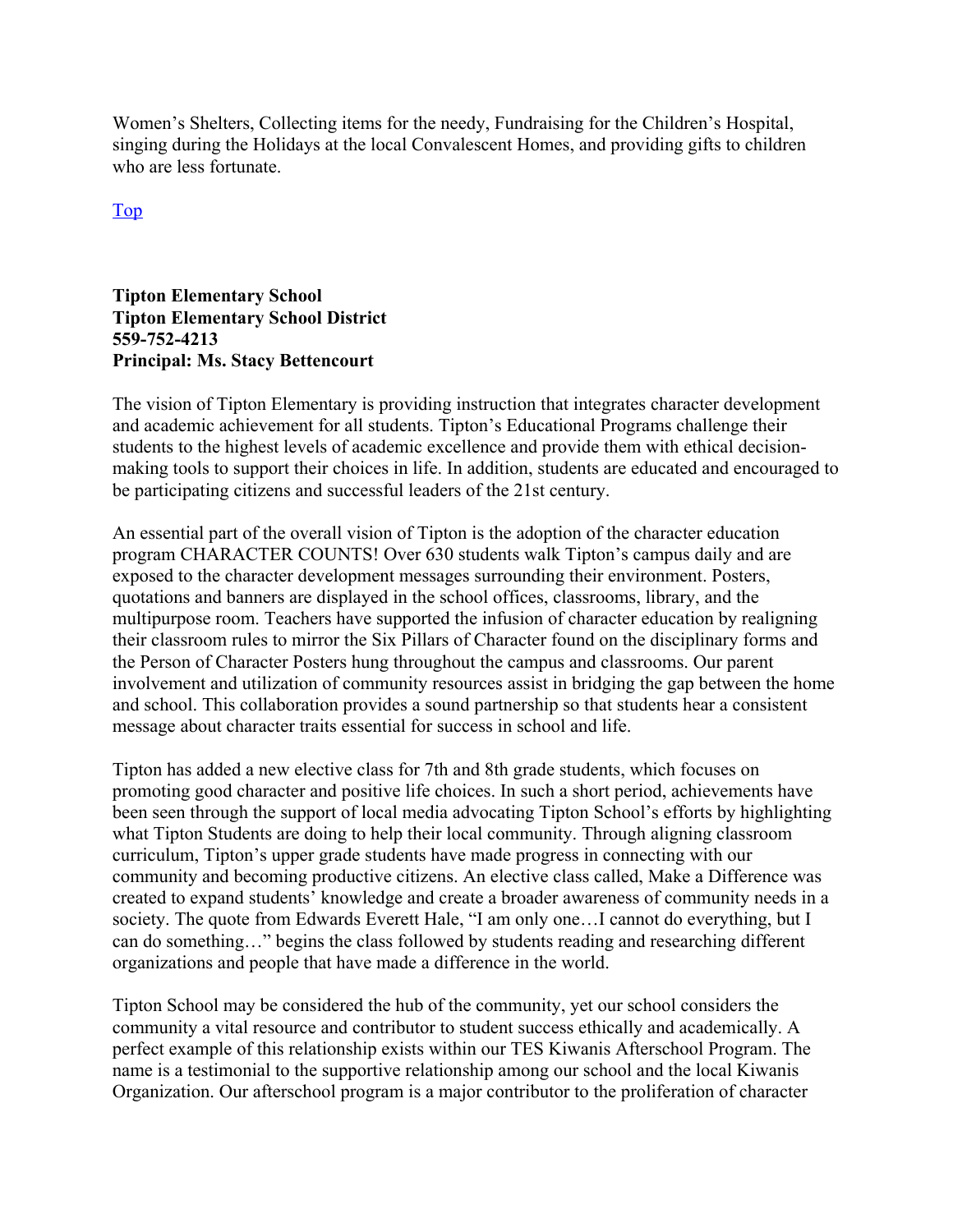Women's Shelters, Collecting items for the needy, Fundraising for the Children's Hospital, singing during the Holidays at the local Convalescent Homes, and providing gifts to children who are less fortunate.

Top

**Tipton Elementary School**
**Tipton Elementary School District**
**559-752-4213**
**Principal: Ms. Stacy Bettencourt**

The vision of Tipton Elementary is providing instruction that integrates character development and academic achievement for all students. Tipton's Educational Programs challenge their students to the highest levels of academic excellence and provide them with ethical decision-making tools to support their choices in life. In addition, students are educated and encouraged to be participating citizens and successful leaders of the 21st century.

An essential part of the overall vision of Tipton is the adoption of the character education program CHARACTER COUNTS! Over 630 students walk Tipton's campus daily and are exposed to the character development messages surrounding their environment. Posters, quotations and banners are displayed in the school offices, classrooms, library, and the multipurpose room. Teachers have supported the infusion of character education by realigning their classroom rules to mirror the Six Pillars of Character found on the disciplinary forms and the Person of Character Posters hung throughout the campus and classrooms. Our parent involvement and utilization of community resources assist in bridging the gap between the home and school. This collaboration provides a sound partnership so that students hear a consistent message about character traits essential for success in school and life.

Tipton has added a new elective class for 7th and 8th grade students, which focuses on promoting good character and positive life choices. In such a short period, achievements have been seen through the support of local media advocating Tipton School's efforts by highlighting what Tipton Students are doing to help their local community. Through aligning classroom curriculum, Tipton's upper grade students have made progress in connecting with our community and becoming productive citizens. An elective class called, Make a Difference was created to expand students' knowledge and create a broader awareness of community needs in a society. The quote from Edwards Everett Hale, "I am only one…I cannot do everything, but I can do something…" begins the class followed by students reading and researching different organizations and people that have made a difference in the world.

Tipton School may be considered the hub of the community, yet our school considers the community a vital resource and contributor to student success ethically and academically. A perfect example of this relationship exists within our TES Kiwanis Afterschool Program. The name is a testimonial to the supportive relationship among our school and the local Kiwanis Organization. Our afterschool program is a major contributor to the proliferation of character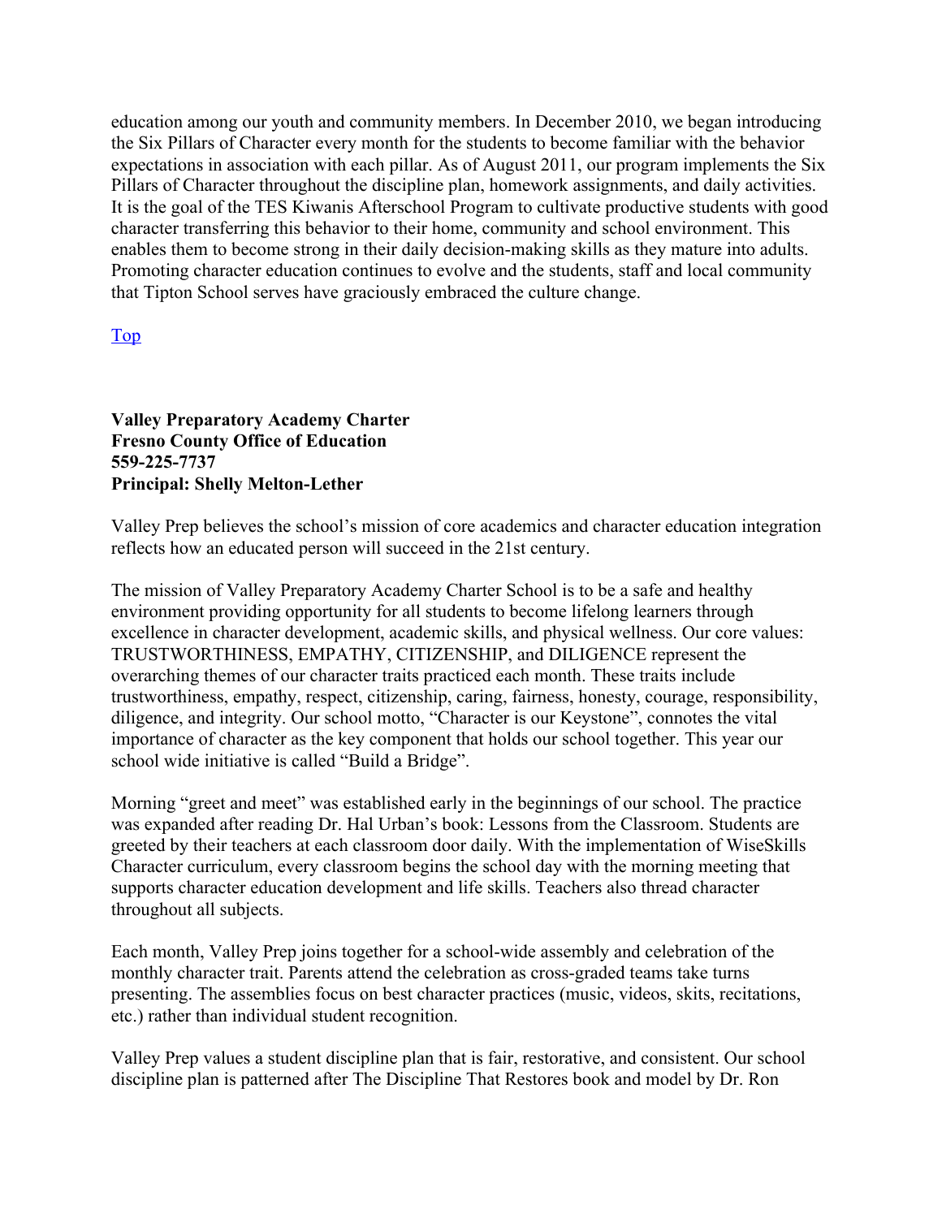education among our youth and community members. In December 2010, we began introducing the Six Pillars of Character every month for the students to become familiar with the behavior expectations in association with each pillar. As of August 2011, our program implements the Six Pillars of Character throughout the discipline plan, homework assignments, and daily activities. It is the goal of the TES Kiwanis Afterschool Program to cultivate productive students with good character transferring this behavior to their home, community and school environment. This enables them to become strong in their daily decision-making skills as they mature into adults. Promoting character education continues to evolve and the students, staff and local community that Tipton School serves have graciously embraced the culture change.

Top

**Valley Preparatory Academy Charter**
**Fresno County Office of Education**
**559-225-7737**
**Principal: Shelly Melton-Lether**

Valley Prep believes the school's mission of core academics and character education integration reflects how an educated person will succeed in the 21st century.

The mission of Valley Preparatory Academy Charter School is to be a safe and healthy environment providing opportunity for all students to become lifelong learners through excellence in character development, academic skills, and physical wellness. Our core values: TRUSTWORTHINESS, EMPATHY, CITIZENSHIP, and DILIGENCE represent the overarching themes of our character traits practiced each month. These traits include trustworthiness, empathy, respect, citizenship, caring, fairness, honesty, courage, responsibility, diligence, and integrity. Our school motto, "Character is our Keystone", connotes the vital importance of character as the key component that holds our school together. This year our school wide initiative is called "Build a Bridge".

Morning "greet and meet" was established early in the beginnings of our school. The practice was expanded after reading Dr. Hal Urban's book: Lessons from the Classroom. Students are greeted by their teachers at each classroom door daily. With the implementation of WiseSkills Character curriculum, every classroom begins the school day with the morning meeting that supports character education development and life skills. Teachers also thread character throughout all subjects.

Each month, Valley Prep joins together for a school-wide assembly and celebration of the monthly character trait. Parents attend the celebration as cross-graded teams take turns presenting. The assemblies focus on best character practices (music, videos, skits, recitations, etc.) rather than individual student recognition.

Valley Prep values a student discipline plan that is fair, restorative, and consistent. Our school discipline plan is patterned after The Discipline That Restores book and model by Dr. Ron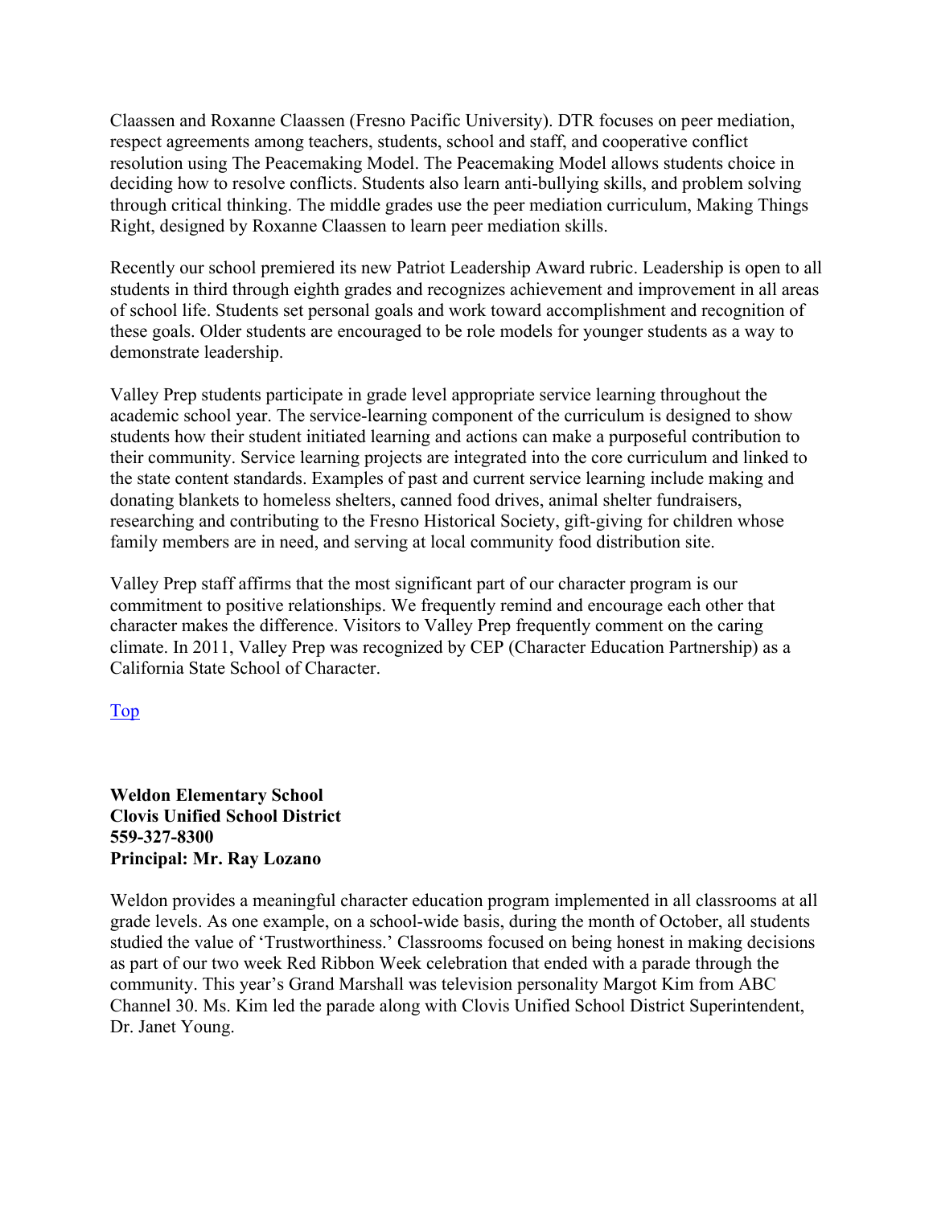Claassen and Roxanne Claassen (Fresno Pacific University). DTR focuses on peer mediation, respect agreements among teachers, students, school and staff, and cooperative conflict resolution using The Peacemaking Model. The Peacemaking Model allows students choice in deciding how to resolve conflicts. Students also learn anti-bullying skills, and problem solving through critical thinking. The middle grades use the peer mediation curriculum, Making Things Right, designed by Roxanne Claassen to learn peer mediation skills.

Recently our school premiered its new Patriot Leadership Award rubric. Leadership is open to all students in third through eighth grades and recognizes achievement and improvement in all areas of school life. Students set personal goals and work toward accomplishment and recognition of these goals. Older students are encouraged to be role models for younger students as a way to demonstrate leadership.

Valley Prep students participate in grade level appropriate service learning throughout the academic school year. The service-learning component of the curriculum is designed to show students how their student initiated learning and actions can make a purposeful contribution to their community. Service learning projects are integrated into the core curriculum and linked to the state content standards. Examples of past and current service learning include making and donating blankets to homeless shelters, canned food drives, animal shelter fundraisers, researching and contributing to the Fresno Historical Society, gift-giving for children whose family members are in need, and serving at local community food distribution site.

Valley Prep staff affirms that the most significant part of our character program is our commitment to positive relationships. We frequently remind and encourage each other that character makes the difference. Visitors to Valley Prep frequently comment on the caring climate. In 2011, Valley Prep was recognized by CEP (Character Education Partnership) as a California State School of Character.

Top

**Weldon Elementary School**
**Clovis Unified School District**
**559-327-8300**
**Principal: Mr. Ray Lozano**

Weldon provides a meaningful character education program implemented in all classrooms at all grade levels. As one example, on a school-wide basis, during the month of October, all students studied the value of ‘Trustworthiness.’ Classrooms focused on being honest in making decisions as part of our two week Red Ribbon Week celebration that ended with a parade through the community. This year’s Grand Marshall was television personality Margot Kim from ABC Channel 30. Ms. Kim led the parade along with Clovis Unified School District Superintendent, Dr. Janet Young.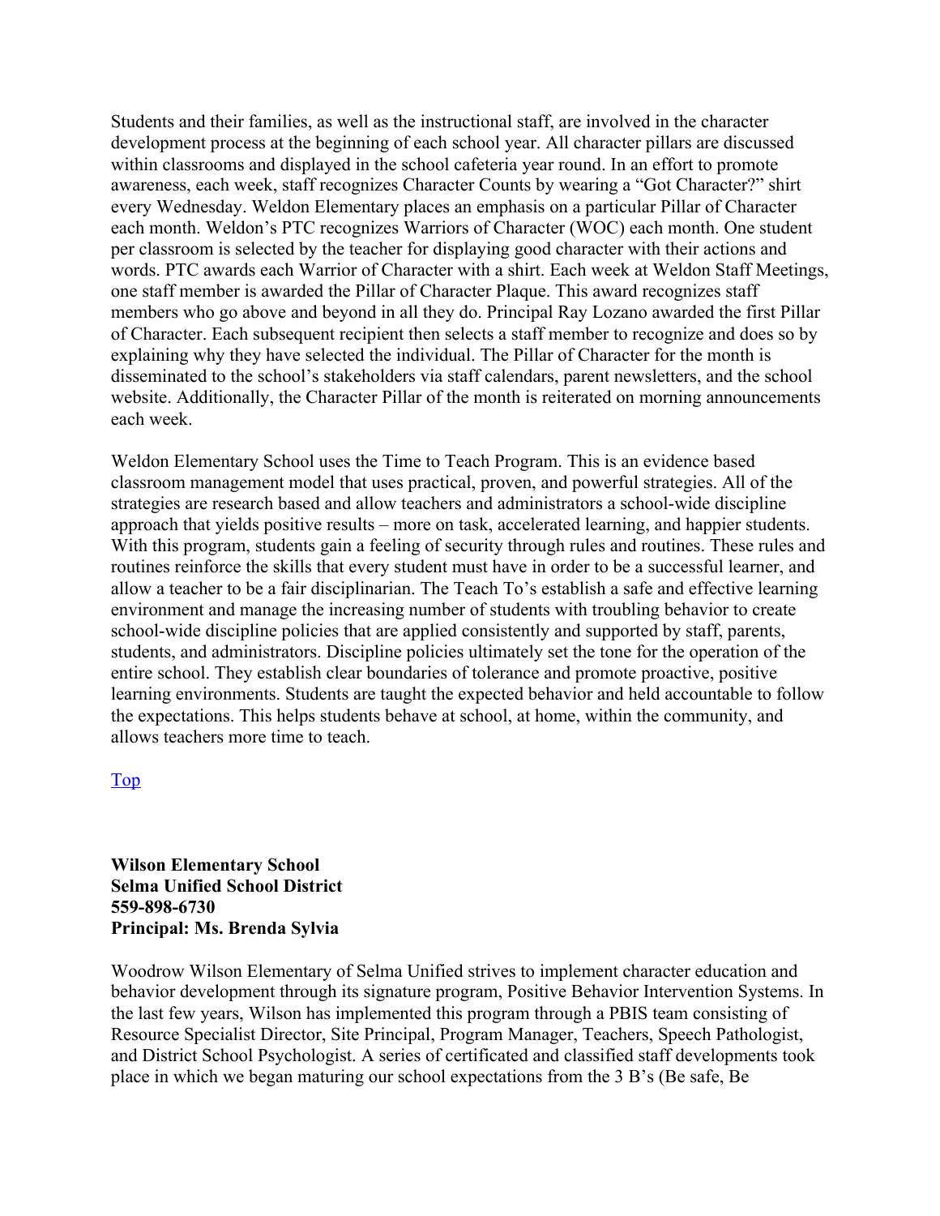Students and their families, as well as the instructional staff, are involved in the character development process at the beginning of each school year. All character pillars are discussed within classrooms and displayed in the school cafeteria year round. In an effort to promote awareness, each week, staff recognizes Character Counts by wearing a "Got Character?" shirt every Wednesday. Weldon Elementary places an emphasis on a particular Pillar of Character each month. Weldon's PTC recognizes Warriors of Character (WOC) each month. One student per classroom is selected by the teacher for displaying good character with their actions and words. PTC awards each Warrior of Character with a shirt. Each week at Weldon Staff Meetings, one staff member is awarded the Pillar of Character Plaque. This award recognizes staff members who go above and beyond in all they do. Principal Ray Lozano awarded the first Pillar of Character. Each subsequent recipient then selects a staff member to recognize and does so by explaining why they have selected the individual. The Pillar of Character for the month is disseminated to the school's stakeholders via staff calendars, parent newsletters, and the school website. Additionally, the Character Pillar of the month is reiterated on morning announcements each week.

Weldon Elementary School uses the Time to Teach Program. This is an evidence based classroom management model that uses practical, proven, and powerful strategies. All of the strategies are research based and allow teachers and administrators a school-wide discipline approach that yields positive results – more on task, accelerated learning, and happier students. With this program, students gain a feeling of security through rules and routines. These rules and routines reinforce the skills that every student must have in order to be a successful learner, and allow a teacher to be a fair disciplinarian. The Teach To's establish a safe and effective learning environment and manage the increasing number of students with troubling behavior to create school-wide discipline policies that are applied consistently and supported by staff, parents, students, and administrators. Discipline policies ultimately set the tone for the operation of the entire school. They establish clear boundaries of tolerance and promote proactive, positive learning environments. Students are taught the expected behavior and held accountable to follow the expectations. This helps students behave at school, at home, within the community, and allows teachers more time to teach.

Top

**Wilson Elementary School**
**Selma Unified School District**
**559-898-6730**
**Principal: Ms. Brenda Sylvia**

Woodrow Wilson Elementary of Selma Unified strives to implement character education and behavior development through its signature program, Positive Behavior Intervention Systems. In the last few years, Wilson has implemented this program through a PBIS team consisting of Resource Specialist Director, Site Principal, Program Manager, Teachers, Speech Pathologist, and District School Psychologist. A series of certificated and classified staff developments took place in which we began maturing our school expectations from the 3 B's (Be safe, Be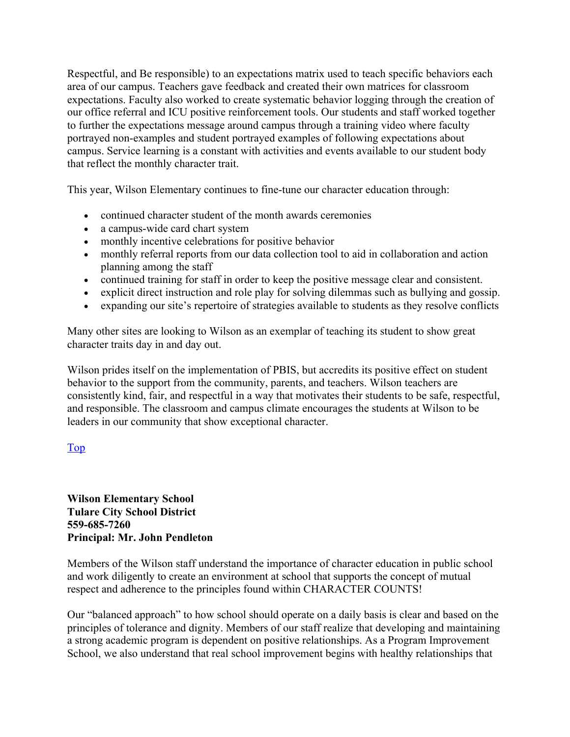Respectful, and Be responsible) to an expectations matrix used to teach specific behaviors each area of our campus. Teachers gave feedback and created their own matrices for classroom expectations. Faculty also worked to create systematic behavior logging through the creation of our office referral and ICU positive reinforcement tools. Our students and staff worked together to further the expectations message around campus through a training video where faculty portrayed non-examples and student portrayed examples of following expectations about campus. Service learning is a constant with activities and events available to our student body that reflect the monthly character trait.

This year, Wilson Elementary continues to fine-tune our character education through:

- continued character student of the month awards ceremonies
- a campus-wide card chart system
- monthly incentive celebrations for positive behavior
- monthly referral reports from our data collection tool to aid in collaboration and action planning among the staff
- continued training for staff in order to keep the positive message clear and consistent.
- explicit direct instruction and role play for solving dilemmas such as bullying and gossip.
- expanding our site's repertoire of strategies available to students as they resolve conflicts

Many other sites are looking to Wilson as an exemplar of teaching its student to show great character traits day in and day out.

Wilson prides itself on the implementation of PBIS, but accredits its positive effect on student behavior to the support from the community, parents, and teachers. Wilson teachers are consistently kind, fair, and respectful in a way that motivates their students to be safe, respectful, and responsible. The classroom and campus climate encourages the students at Wilson to be leaders in our community that show exceptional character.

Top

**Wilson Elementary School**
**Tulare City School District**
**559-685-7260**
**Principal: Mr. John Pendleton**

Members of the Wilson staff understand the importance of character education in public school and work diligently to create an environment at school that supports the concept of mutual respect and adherence to the principles found within CHARACTER COUNTS!

Our "balanced approach" to how school should operate on a daily basis is clear and based on the principles of tolerance and dignity. Members of our staff realize that developing and maintaining a strong academic program is dependent on positive relationships. As a Program Improvement School, we also understand that real school improvement begins with healthy relationships that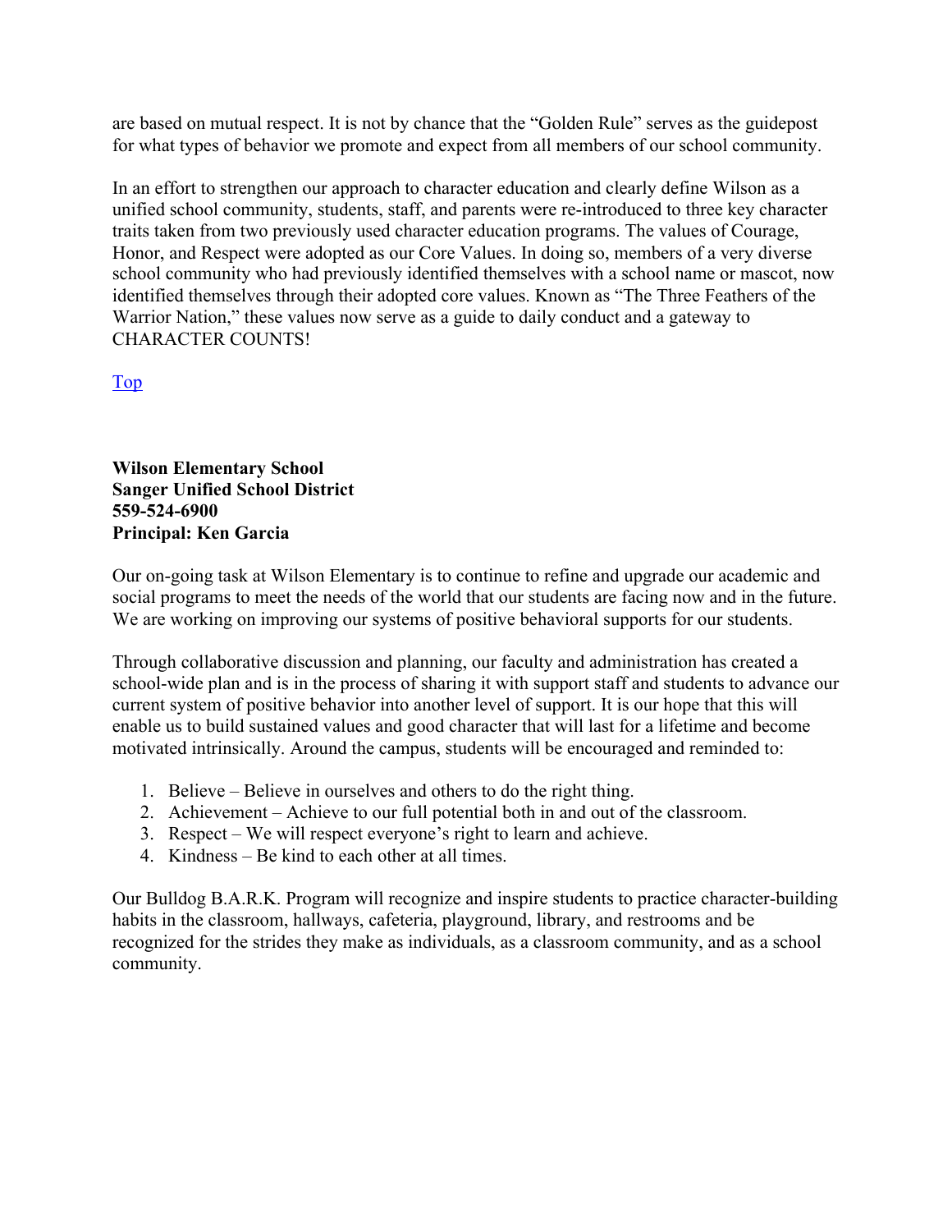are based on mutual respect. It is not by chance that the "Golden Rule" serves as the guidepost for what types of behavior we promote and expect from all members of our school community.

In an effort to strengthen our approach to character education and clearly define Wilson as a unified school community, students, staff, and parents were re-introduced to three key character traits taken from two previously used character education programs. The values of Courage, Honor, and Respect were adopted as our Core Values. In doing so, members of a very diverse school community who had previously identified themselves with a school name or mascot, now identified themselves through their adopted core values. Known as "The Three Feathers of the Warrior Nation," these values now serve as a guide to daily conduct and a gateway to CHARACTER COUNTS!

Top

**Wilson Elementary School**
**Sanger Unified School District**
**559-524-6900**
**Principal: Ken Garcia**

Our on-going task at Wilson Elementary is to continue to refine and upgrade our academic and social programs to meet the needs of the world that our students are facing now and in the future. We are working on improving our systems of positive behavioral supports for our students.

Through collaborative discussion and planning, our faculty and administration has created a school-wide plan and is in the process of sharing it with support staff and students to advance our current system of positive behavior into another level of support. It is our hope that this will enable us to build sustained values and good character that will last for a lifetime and become motivated intrinsically. Around the campus, students will be encouraged and reminded to:

1. Believe – Believe in ourselves and others to do the right thing.
2. Achievement – Achieve to our full potential both in and out of the classroom.
3. Respect – We will respect everyone's right to learn and achieve.
4. Kindness – Be kind to each other at all times.

Our Bulldog B.A.R.K. Program will recognize and inspire students to practice character-building habits in the classroom, hallways, cafeteria, playground, library, and restrooms and be recognized for the strides they make as individuals, as a classroom community, and as a school community.